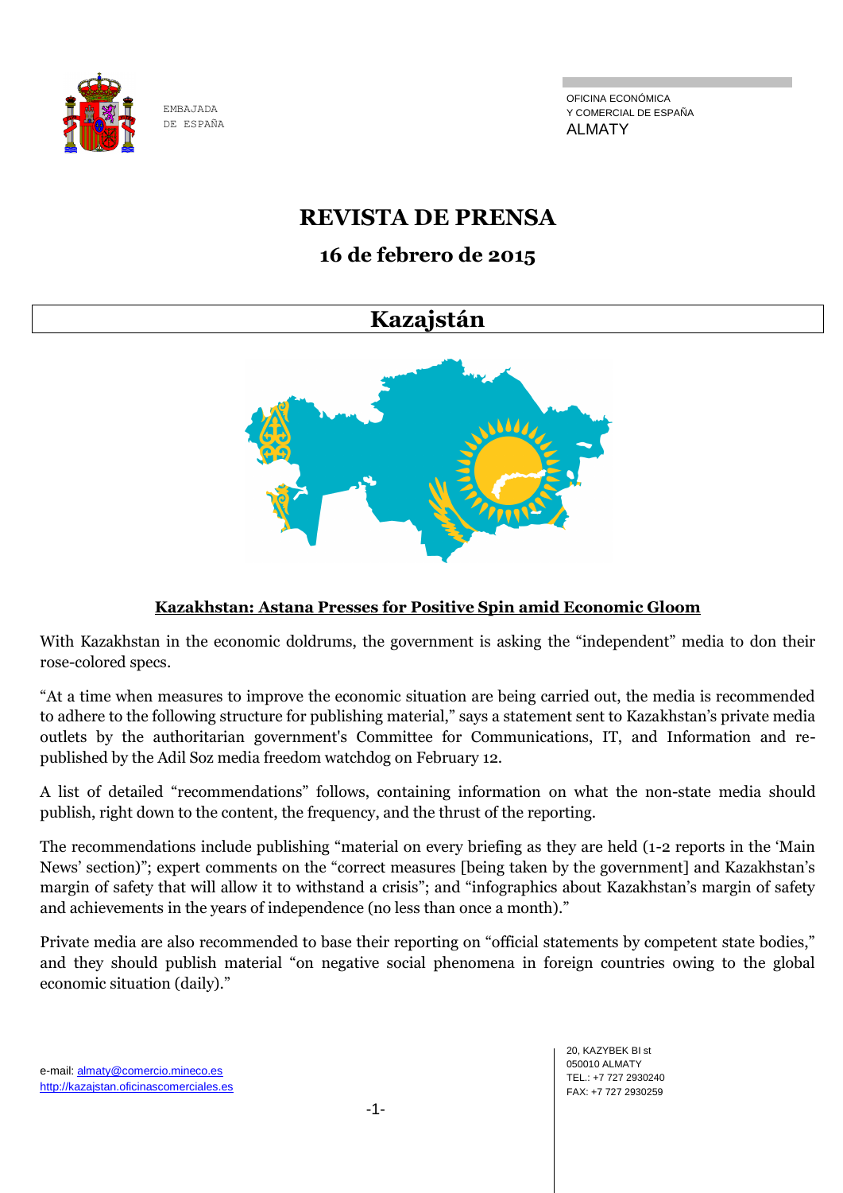EMBAJADA DE ESPAÑA

OFICINA ECONÓMICA Y COMERCIAL DE ESPAÑA
ALMATY

# REVISTA DE PRENSA

## 16 de febrero de 2015

## Kazajstán

### Kazakhstan: Astana Presses for Positive Spin amid Economic Gloom

With Kazakhstan in the economic doldrums, the government is asking the "independent" media to don their rose-colored specs.

"At a time when measures to improve the economic situation are being carried out, the media is recommended to adhere to the following structure for publishing material," says a statement sent to Kazakhstan's private media outlets by the authoritarian government's Committee for Communications, IT, and Information and re-published by the Adil Soz media freedom watchdog on February 12.

A list of detailed "recommendations" follows, containing information on what the non-state media should publish, right down to the content, the frequency, and the thrust of the reporting.

The recommendations include publishing "material on every briefing as they are held (1-2 reports in the 'Main News' section)"; expert comments on the "correct measures [being taken by the government] and Kazakhstan's margin of safety that will allow it to withstand a crisis"; and "infographics about Kazakhstan's margin of safety and achievements in the years of independence (no less than once a month)."

Private media are also recommended to base their reporting on "official statements by competent state bodies," and they should publish material "on negative social phenomena in foreign countries owing to the global economic situation (daily)."

e-mail: almaty@comercio.mineco.es
http://kazajstan.oficinascomerciales.es

20, KAZYBEK BI st
050010 ALMATY
TEL.: +7 727 2930240
FAX: +7 727 2930259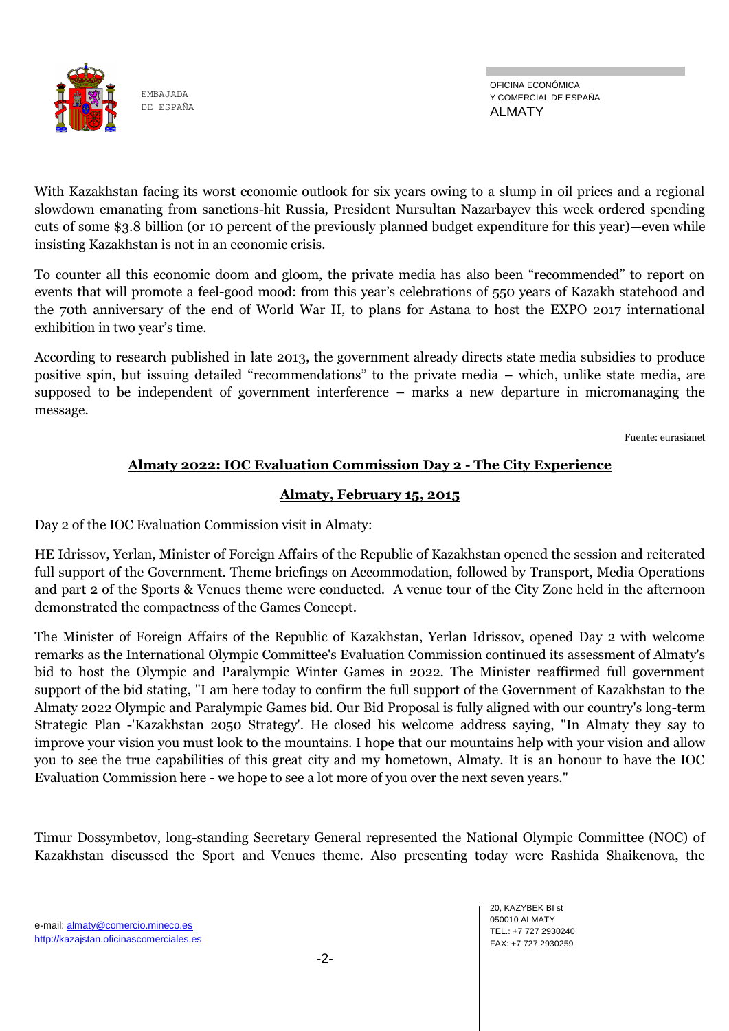With Kazakhstan facing its worst economic outlook for six years owing to a slump in oil prices and a regional slowdown emanating from sanctions-hit Russia, President Nursultan Nazarbayev this week ordered spending cuts of some $3.8 billion (or 10 percent of the previously planned budget expenditure for this year)—even while insisting Kazakhstan is not in an economic crisis.

To counter all this economic doom and gloom, the private media has also been "recommended" to report on events that will promote a feel-good mood: from this year's celebrations of 550 years of Kazakh statehood and the 70th anniversary of the end of World War II, to plans for Astana to host the EXPO 2017 international exhibition in two year's time.

According to research published in late 2013, the government already directs state media subsidies to produce positive spin, but issuing detailed "recommendations" to the private media – which, unlike state media, are supposed to be independent of government interference – marks a new departure in micromanaging the message.

Fuente: eurasianet

## **Almaty 2022: IOC Evaluation Commission Day 2 - The City Experience**

**Almaty, February 15, 2015**

Day 2 of the IOC Evaluation Commission visit in Almaty:

HE Idrissov, Yerlan, Minister of Foreign Affairs of the Republic of Kazakhstan opened the session and reiterated full support of the Government. Theme briefings on Accommodation, followed by Transport, Media Operations and part 2 of the Sports & Venues theme were conducted. A venue tour of the City Zone held in the afternoon demonstrated the compactness of the Games Concept.

The Minister of Foreign Affairs of the Republic of Kazakhstan, Yerlan Idrissov, opened Day 2 with welcome remarks as the International Olympic Committee's Evaluation Commission continued its assessment of Almaty's bid to host the Olympic and Paralympic Winter Games in 2022. The Minister reaffirmed full government support of the bid stating, "I am here today to confirm the full support of the Government of Kazakhstan to the Almaty 2022 Olympic and Paralympic Games bid. Our Bid Proposal is fully aligned with our country's long-term Strategic Plan -'Kazakhstan 2050 Strategy'. He closed his welcome address saying, "In Almaty they say to improve your vision you must look to the mountains. I hope that our mountains help with your vision and allow you to see the true capabilities of this great city and my hometown, Almaty. It is an honour to have the IOC Evaluation Commission here - we hope to see a lot more of you over the next seven years."

Timur Dossymbetov, long-standing Secretary General represented the National Olympic Committee (NOC) of Kazakhstan discussed the Sport and Venues theme. Also presenting today were Rashida Shaikenova, the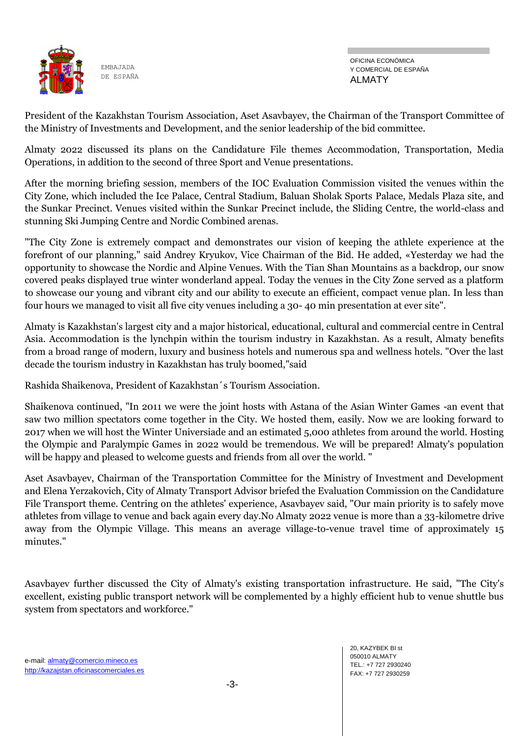President of the Kazakhstan Tourism Association, Aset Asavbayev, the Chairman of the Transport Committee of the Ministry of Investments and Development, and the senior leadership of the bid committee.

Almaty 2022 discussed its plans on the Candidature File themes Accommodation, Transportation, Media Operations, in addition to the second of three Sport and Venue presentations.

After the morning briefing session, members of the IOC Evaluation Commission visited the venues within the City Zone, which included the Ice Palace, Central Stadium, Baluan Sholak Sports Palace, Medals Plaza site, and the Sunkar Precinct. Venues visited within the Sunkar Precinct include, the Sliding Centre, the world-class and stunning Ski Jumping Centre and Nordic Combined arenas.

"The City Zone is extremely compact and demonstrates our vision of keeping the athlete experience at the forefront of our planning," said Andrey Kryukov, Vice Chairman of the Bid. He added, «Yesterday we had the opportunity to showcase the Nordic and Alpine Venues. With the Tian Shan Mountains as a backdrop, our snow covered peaks displayed true winter wonderland appeal. Today the venues in the City Zone served as a platform to showcase our young and vibrant city and our ability to execute an efficient, compact venue plan. In less than four hours we managed to visit all five city venues including a 30- 40 min presentation at ever site".

Almaty is Kazakhstan's largest city and a major historical, educational, cultural and commercial centre in Central Asia. Accommodation is the lynchpin within the tourism industry in Kazakhstan. As a result, Almaty benefits from a broad range of modern, luxury and business hotels and numerous spa and wellness hotels. "Over the last decade the tourism industry in Kazakhstan has truly boomed,"said

Rashida Shaikenova, President of Kazakhstan´s Tourism Association.

Shaikenova continued, "In 2011 we were the joint hosts with Astana of the Asian Winter Games -an event that saw two million spectators come together in the City. We hosted them, easily. Now we are looking forward to 2017 when we will host the Winter Universiade and an estimated 5,000 athletes from around the world. Hosting the Olympic and Paralympic Games in 2022 would be tremendous. We will be prepared! Almaty's population will be happy and pleased to welcome guests and friends from all over the world. "

Aset Asavbayev, Chairman of the Transportation Committee for the Ministry of Investment and Development and Elena Yerzakovich, City of Almaty Transport Advisor briefed the Evaluation Commission on the Candidature File Transport theme. Centring on the athletes' experience, Asavbayev said, "Our main priority is to safely move athletes from village to venue and back again every day.No Almaty 2022 venue is more than a 33-kilometre drive away from the Olympic Village. This means an average village-to-venue travel time of approximately 15 minutes."

Asavbayev further discussed the City of Almaty's existing transportation infrastructure. He said, "The City's excellent, existing public transport network will be complemented by a highly efficient hub to venue shuttle bus system from spectators and workforce."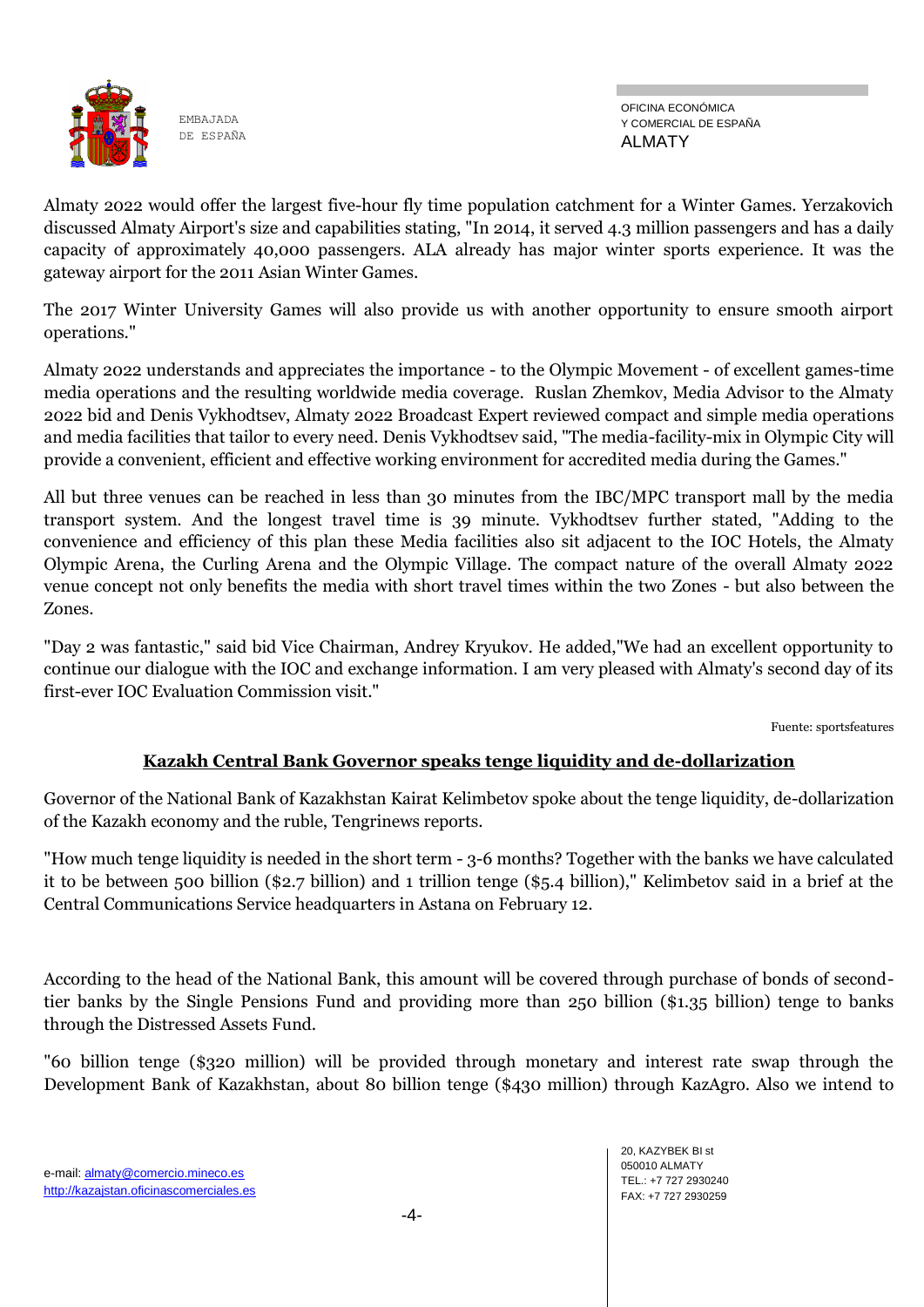Almaty 2022 would offer the largest five-hour fly time population catchment for a Winter Games. Yerzakovich discussed Almaty Airport's size and capabilities stating, "In 2014, it served 4.3 million passengers and has a daily capacity of approximately 40,000 passengers. ALA already has major winter sports experience. It was the gateway airport for the 2011 Asian Winter Games.

The 2017 Winter University Games will also provide us with another opportunity to ensure smooth airport operations."

Almaty 2022 understands and appreciates the importance - to the Olympic Movement - of excellent games-time media operations and the resulting worldwide media coverage. Ruslan Zhemkov, Media Advisor to the Almaty 2022 bid and Denis Vykhodtsev, Almaty 2022 Broadcast Expert reviewed compact and simple media operations and media facilities that tailor to every need. Denis Vykhodtsev said, "The media-facility-mix in Olympic City will provide a convenient, efficient and effective working environment for accredited media during the Games."

All but three venues can be reached in less than 30 minutes from the IBC/MPC transport mall by the media transport system. And the longest travel time is 39 minute. Vykhodtsev further stated, "Adding to the convenience and efficiency of this plan these Media facilities also sit adjacent to the IOC Hotels, the Almaty Olympic Arena, the Curling Arena and the Olympic Village. The compact nature of the overall Almaty 2022 venue concept not only benefits the media with short travel times within the two Zones - but also between the Zones.

"Day 2 was fantastic," said bid Vice Chairman, Andrey Kryukov. He added,"We had an excellent opportunity to continue our dialogue with the IOC and exchange information. I am very pleased with Almaty's second day of its first-ever IOC Evaluation Commission visit."

Fuente: sportsfeatures

## Kazakh Central Bank Governor speaks tenge liquidity and de-dollarization

Governor of the National Bank of Kazakhstan Kairat Kelimbetov spoke about the tenge liquidity, de-dollarization of the Kazakh economy and the ruble, Tengrinews reports.

"How much tenge liquidity is needed in the short term - 3-6 months? Together with the banks we have calculated it to be between 500 billion ($2.7 billion) and 1 trillion tenge ($5.4 billion)," Kelimbetov said in a brief at the Central Communications Service headquarters in Astana on February 12.

According to the head of the National Bank, this amount will be covered through purchase of bonds of second-tier banks by the Single Pensions Fund and providing more than 250 billion ($1.35 billion) tenge to banks through the Distressed Assets Fund.

"60 billion tenge ($320 million) will be provided through monetary and interest rate swap through the Development Bank of Kazakhstan, about 80 billion tenge ($430 million) through KazAgro. Also we intend to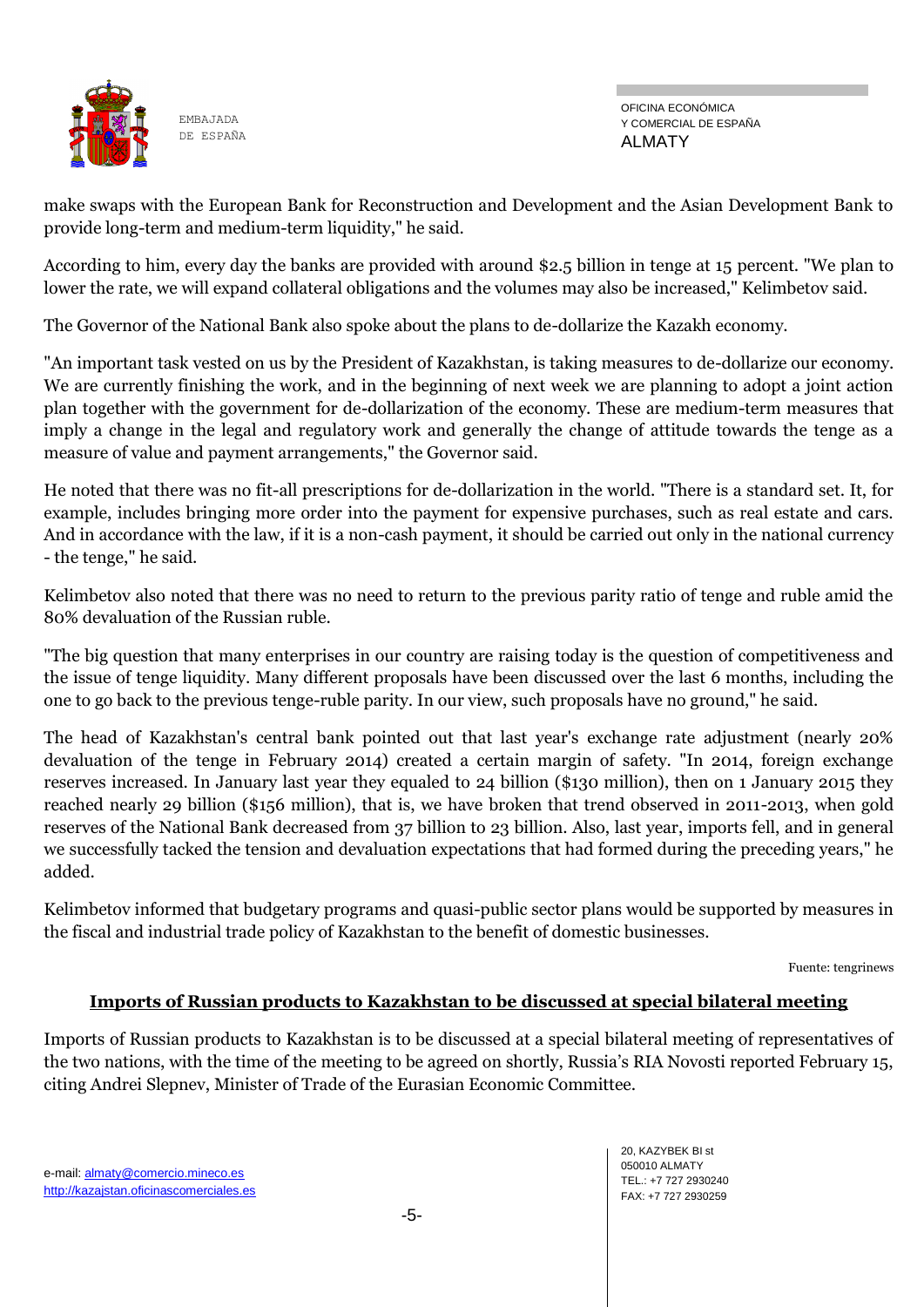make swaps with the European Bank for Reconstruction and Development and the Asian Development Bank to provide long-term and medium-term liquidity," he said.

According to him, every day the banks are provided with around $2.5 billion in tenge at 15 percent. "We plan to lower the rate, we will expand collateral obligations and the volumes may also be increased," Kelimbetov said.

The Governor of the National Bank also spoke about the plans to de-dollarize the Kazakh economy.

"An important task vested on us by the President of Kazakhstan, is taking measures to de-dollarize our economy. We are currently finishing the work, and in the beginning of next week we are planning to adopt a joint action plan together with the government for de-dollarization of the economy. These are medium-term measures that imply a change in the legal and regulatory work and generally the change of attitude towards the tenge as a measure of value and payment arrangements," the Governor said.

He noted that there was no fit-all prescriptions for de-dollarization in the world. "There is a standard set. It, for example, includes bringing more order into the payment for expensive purchases, such as real estate and cars. And in accordance with the law, if it is a non-cash payment, it should be carried out only in the national currency - the tenge," he said.

Kelimbetov also noted that there was no need to return to the previous parity ratio of tenge and ruble amid the 80% devaluation of the Russian ruble.

"The big question that many enterprises in our country are raising today is the question of competitiveness and the issue of tenge liquidity. Many different proposals have been discussed over the last 6 months, including the one to go back to the previous tenge-ruble parity. In our view, such proposals have no ground," he said.

The head of Kazakhstan's central bank pointed out that last year's exchange rate adjustment (nearly 20% devaluation of the tenge in February 2014) created a certain margin of safety. "In 2014, foreign exchange reserves increased. In January last year they equaled to 24 billion ($130 million), then on 1 January 2015 they reached nearly 29 billion ($156 million), that is, we have broken that trend observed in 2011-2013, when gold reserves of the National Bank decreased from 37 billion to 23 billion. Also, last year, imports fell, and in general we successfully tacked the tension and devaluation expectations that had formed during the preceding years," he added.

Kelimbetov informed that budgetary programs and quasi-public sector plans would be supported by measures in the fiscal and industrial trade policy of Kazakhstan to the benefit of domestic businesses.

Fuente: tengrinews

## Imports of Russian products to Kazakhstan to be discussed at special bilateral meeting

Imports of Russian products to Kazakhstan is to be discussed at a special bilateral meeting of representatives of the two nations, with the time of the meeting to be agreed on shortly, Russia's RIA Novosti reported February 15, citing Andrei Slepnev, Minister of Trade of the Eurasian Economic Committee.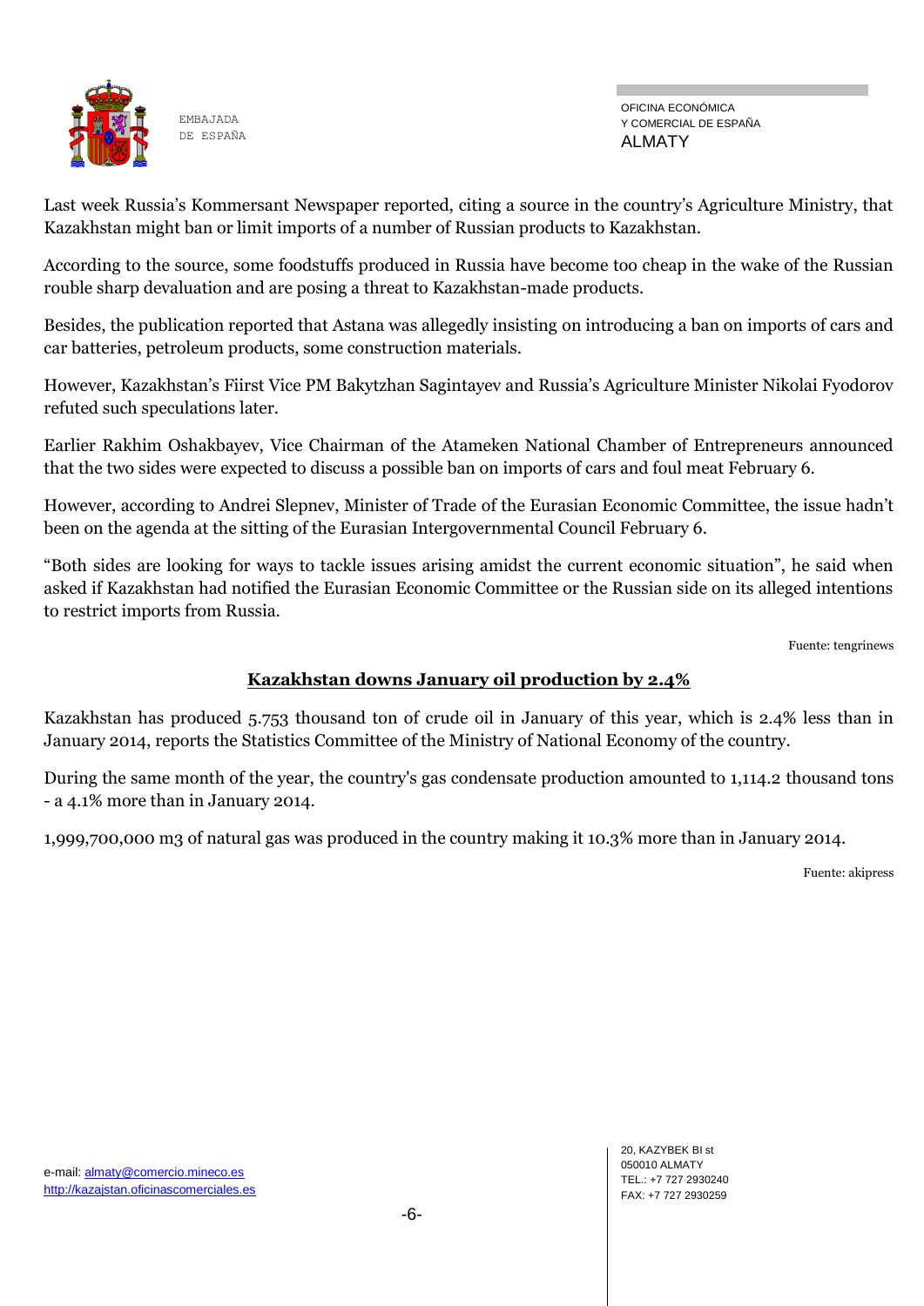Last week Russia's Kommersant Newspaper reported, citing a source in the country's Agriculture Ministry, that Kazakhstan might ban or limit imports of a number of Russian products to Kazakhstan.

According to the source, some foodstuffs produced in Russia have become too cheap in the wake of the Russian rouble sharp devaluation and are posing a threat to Kazakhstan-made products.

Besides, the publication reported that Astana was allegedly insisting on introducing a ban on imports of cars and car batteries, petroleum products, some construction materials.

However, Kazakhstan's Fiirst Vice PM Bakytzhan Sagintayev and Russia's Agriculture Minister Nikolai Fyodorov refuted such speculations later.

Earlier Rakhim Oshakbayev, Vice Chairman of the Atameken National Chamber of Entrepreneurs announced that the two sides were expected to discuss a possible ban on imports of cars and foul meat February 6.

However, according to Andrei Slepnev, Minister of Trade of the Eurasian Economic Committee, the issue hadn't been on the agenda at the sitting of the Eurasian Intergovernmental Council February 6.

"Both sides are looking for ways to tackle issues arising amidst the current economic situation", he said when asked if Kazakhstan had notified the Eurasian Economic Committee or the Russian side on its alleged intentions to restrict imports from Russia.

Fuente: tengrinews

## Kazakhstan downs January oil production by 2.4%

Kazakhstan has produced 5.753 thousand ton of crude oil in January of this year, which is 2.4% less than in January 2014, reports the Statistics Committee of the Ministry of National Economy of the country.

During the same month of the year, the country's gas condensate production amounted to 1,114.2 thousand tons - a 4.1% more than in January 2014.

1,999,700,000 m3 of natural gas was produced in the country making it 10.3% more than in January 2014.

Fuente: akipress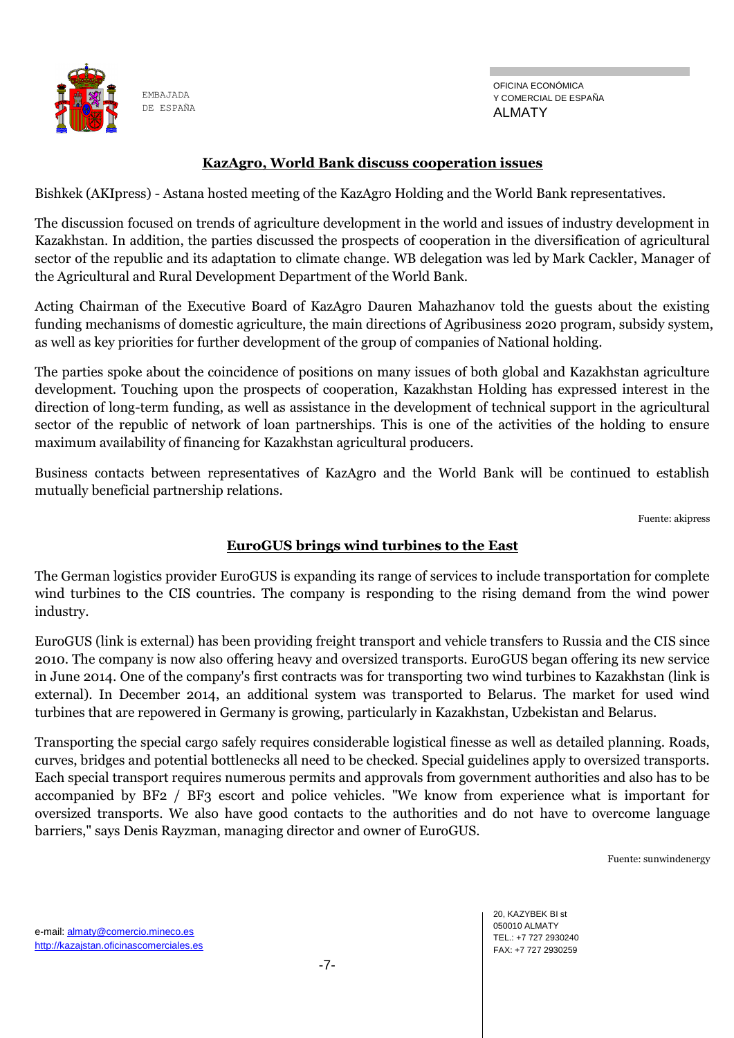## KazAgro, World Bank discuss cooperation issues

Bishkek (AKIpress) - Astana hosted meeting of the KazAgro Holding and the World Bank representatives.

The discussion focused on trends of agriculture development in the world and issues of industry development in Kazakhstan. In addition, the parties discussed the prospects of cooperation in the diversification of agricultural sector of the republic and its adaptation to climate change. WB delegation was led by Mark Cackler, Manager of the Agricultural and Rural Development Department of the World Bank.

Acting Chairman of the Executive Board of KazAgro Dauren Mahazhanov told the guests about the existing funding mechanisms of domestic agriculture, the main directions of Agribusiness 2020 program, subsidy system, as well as key priorities for further development of the group of companies of National holding.

The parties spoke about the coincidence of positions on many issues of both global and Kazakhstan agriculture development. Touching upon the prospects of cooperation, Kazakhstan Holding has expressed interest in the direction of long-term funding, as well as assistance in the development of technical support in the agricultural sector of the republic of network of loan partnerships. This is one of the activities of the holding to ensure maximum availability of financing for Kazakhstan agricultural producers.

Business contacts between representatives of KazAgro and the World Bank will be continued to establish mutually beneficial partnership relations.

Fuente: akipress

## EuroGUS brings wind turbines to the East

The German logistics provider EuroGUS is expanding its range of services to include transportation for complete wind turbines to the CIS countries. The company is responding to the rising demand from the wind power industry.

EuroGUS (link is external) has been providing freight transport and vehicle transfers to Russia and the CIS since 2010. The company is now also offering heavy and oversized transports. EuroGUS began offering its new service in June 2014. One of the company's first contracts was for transporting two wind turbines to Kazakhstan (link is external). In December 2014, an additional system was transported to Belarus. The market for used wind turbines that are repowered in Germany is growing, particularly in Kazakhstan, Uzbekistan and Belarus.

Transporting the special cargo safely requires considerable logistical finesse as well as detailed planning. Roads, curves, bridges and potential bottlenecks all need to be checked. Special guidelines apply to oversized transports. Each special transport requires numerous permits and approvals from government authorities and also has to be accompanied by BF2 / BF3 escort and police vehicles. "We know from experience what is important for oversized transports. We also have good contacts to the authorities and do not have to overcome language barriers," says Denis Rayzman, managing director and owner of EuroGUS.

Fuente: sunwindenergy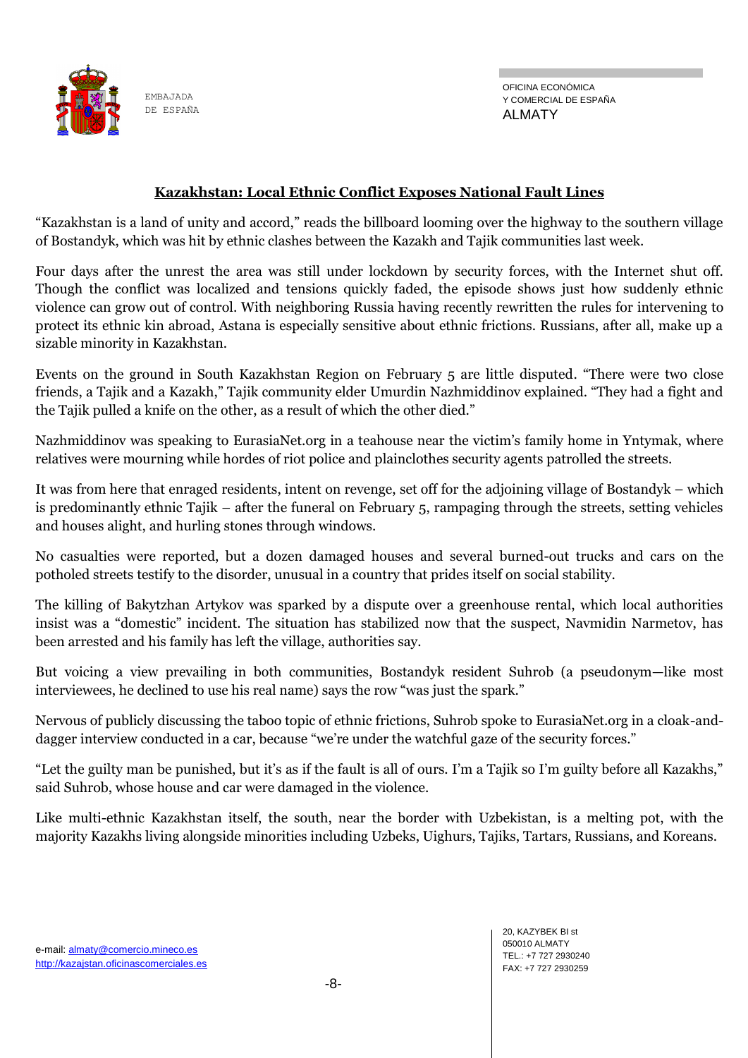## Kazakhstan: Local Ethnic Conflict Exposes National Fault Lines

"Kazakhstan is a land of unity and accord," reads the billboard looming over the highway to the southern village of Bostandyk, which was hit by ethnic clashes between the Kazakh and Tajik communities last week.

Four days after the unrest the area was still under lockdown by security forces, with the Internet shut off. Though the conflict was localized and tensions quickly faded, the episode shows just how suddenly ethnic violence can grow out of control. With neighboring Russia having recently rewritten the rules for intervening to protect its ethnic kin abroad, Astana is especially sensitive about ethnic frictions. Russians, after all, make up a sizable minority in Kazakhstan.

Events on the ground in South Kazakhstan Region on February 5 are little disputed. "There were two close friends, a Tajik and a Kazakh," Tajik community elder Umurdin Nazhmiddinov explained. "They had a fight and the Tajik pulled a knife on the other, as a result of which the other died."

Nazhmiddinov was speaking to EurasiaNet.org in a teahouse near the victim's family home in Yntymak, where relatives were mourning while hordes of riot police and plainclothes security agents patrolled the streets.

It was from here that enraged residents, intent on revenge, set off for the adjoining village of Bostandyk – which is predominantly ethnic Tajik – after the funeral on February 5, rampaging through the streets, setting vehicles and houses alight, and hurling stones through windows.

No casualties were reported, but a dozen damaged houses and several burned-out trucks and cars on the potholed streets testify to the disorder, unusual in a country that prides itself on social stability.

The killing of Bakytzhan Artykov was sparked by a dispute over a greenhouse rental, which local authorities insist was a "domestic" incident. The situation has stabilized now that the suspect, Navmidin Narmetov, has been arrested and his family has left the village, authorities say.

But voicing a view prevailing in both communities, Bostandyk resident Suhrob (a pseudonym—like most interviewees, he declined to use his real name) says the row "was just the spark."

Nervous of publicly discussing the taboo topic of ethnic frictions, Suhrob spoke to EurasiaNet.org in a cloak-and-dagger interview conducted in a car, because "we're under the watchful gaze of the security forces."

"Let the guilty man be punished, but it's as if the fault is all of ours. I'm a Tajik so I'm guilty before all Kazakhs," said Suhrob, whose house and car were damaged in the violence.

Like multi-ethnic Kazakhstan itself, the south, near the border with Uzbekistan, is a melting pot, with the majority Kazakhs living alongside minorities including Uzbeks, Uighurs, Tajiks, Tartars, Russians, and Koreans.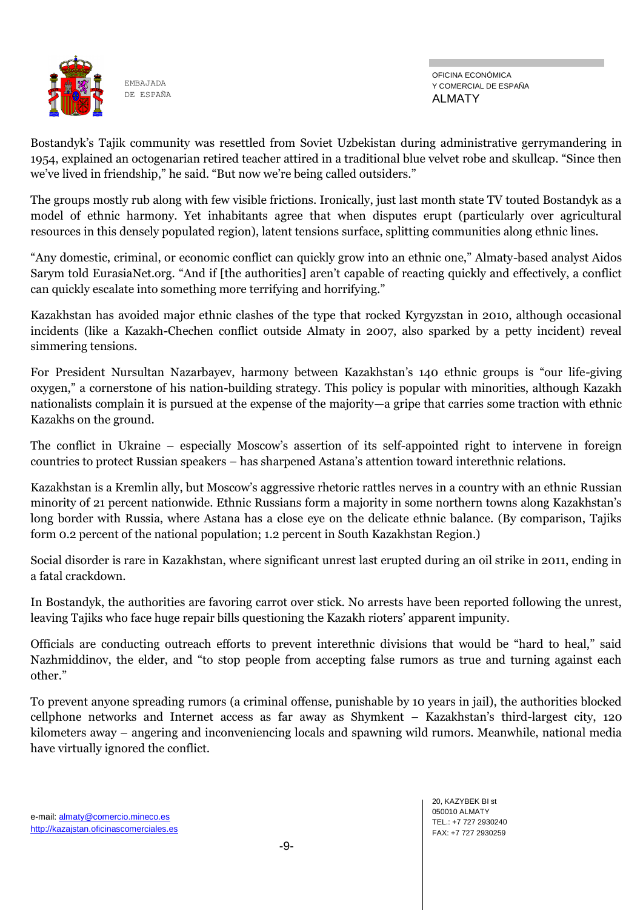Bostandyk's Tajik community was resettled from Soviet Uzbekistan during administrative gerrymandering in 1954, explained an octogenarian retired teacher attired in a traditional blue velvet robe and skullcap. "Since then we've lived in friendship," he said. "But now we're being called outsiders."

The groups mostly rub along with few visible frictions. Ironically, just last month state TV touted Bostandyk as a model of ethnic harmony. Yet inhabitants agree that when disputes erupt (particularly over agricultural resources in this densely populated region), latent tensions surface, splitting communities along ethnic lines.

"Any domestic, criminal, or economic conflict can quickly grow into an ethnic one," Almaty-based analyst Aidos Sarym told EurasiaNet.org. "And if [the authorities] aren't capable of reacting quickly and effectively, a conflict can quickly escalate into something more terrifying and horrifying."

Kazakhstan has avoided major ethnic clashes of the type that rocked Kyrgyzstan in 2010, although occasional incidents (like a Kazakh-Chechen conflict outside Almaty in 2007, also sparked by a petty incident) reveal simmering tensions.

For President Nursultan Nazarbayev, harmony between Kazakhstan's 140 ethnic groups is "our life-giving oxygen," a cornerstone of his nation-building strategy. This policy is popular with minorities, although Kazakh nationalists complain it is pursued at the expense of the majority—a gripe that carries some traction with ethnic Kazakhs on the ground.

The conflict in Ukraine – especially Moscow's assertion of its self-appointed right to intervene in foreign countries to protect Russian speakers – has sharpened Astana's attention toward interethnic relations.

Kazakhstan is a Kremlin ally, but Moscow's aggressive rhetoric rattles nerves in a country with an ethnic Russian minority of 21 percent nationwide. Ethnic Russians form a majority in some northern towns along Kazakhstan's long border with Russia, where Astana has a close eye on the delicate ethnic balance. (By comparison, Tajiks form 0.2 percent of the national population; 1.2 percent in South Kazakhstan Region.)

Social disorder is rare in Kazakhstan, where significant unrest last erupted during an oil strike in 2011, ending in a fatal crackdown.

In Bostandyk, the authorities are favoring carrot over stick. No arrests have been reported following the unrest, leaving Tajiks who face huge repair bills questioning the Kazakh rioters' apparent impunity.

Officials are conducting outreach efforts to prevent interethnic divisions that would be "hard to heal," said Nazhmiddinov, the elder, and "to stop people from accepting false rumors as true and turning against each other."

To prevent anyone spreading rumors (a criminal offense, punishable by 10 years in jail), the authorities blocked cellphone networks and Internet access as far away as Shymkent – Kazakhstan's third-largest city, 120 kilometers away – angering and inconveniencing locals and spawning wild rumors. Meanwhile, national media have virtually ignored the conflict.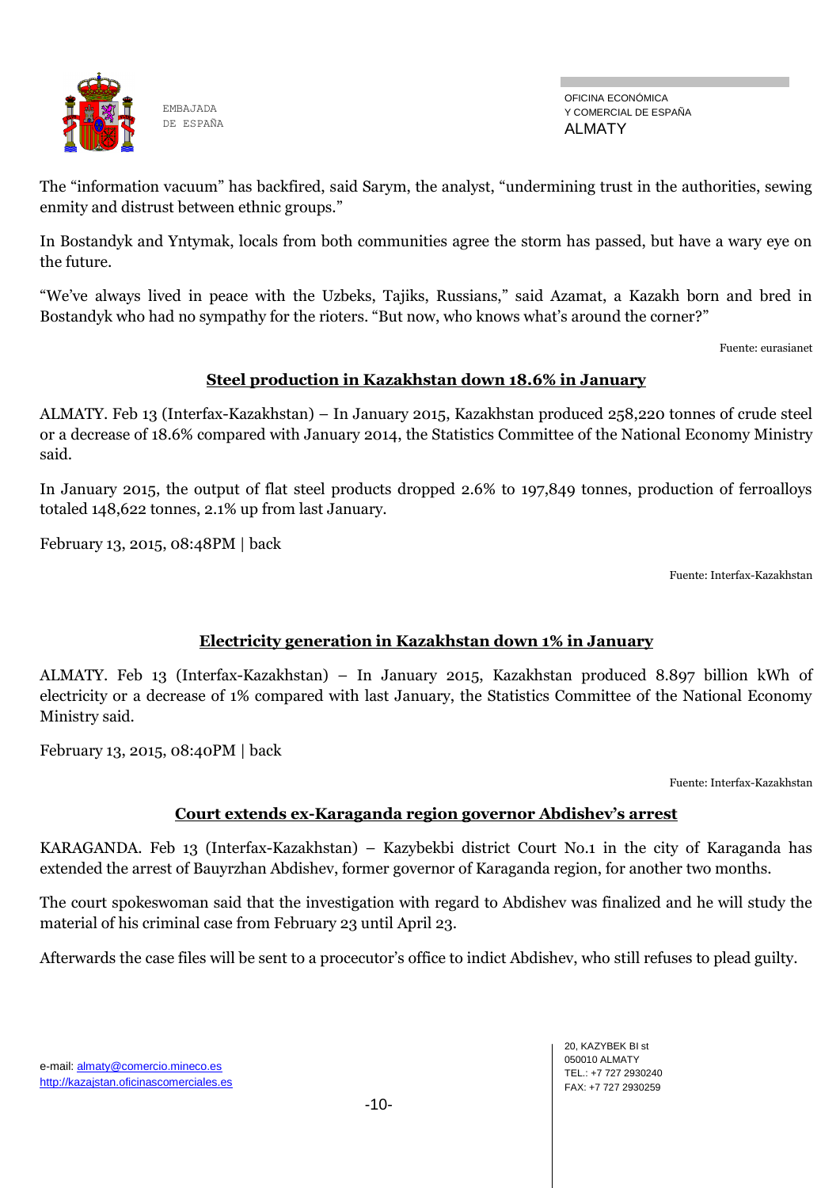The “information vacuum” has backfired, said Sarym, the analyst, “undermining trust in the authorities, sewing enmity and distrust between ethnic groups.”

In Bostandyk and Yntymak, locals from both communities agree the storm has passed, but have a wary eye on the future.

“We’ve always lived in peace with the Uzbeks, Tajiks, Russians,” said Azamat, a Kazakh born and bred in Bostandyk who had no sympathy for the rioters. “But now, who knows what’s around the corner?”

Fuente: eurasianet

## Steel production in Kazakhstan down 18.6% in January

ALMATY. Feb 13 (Interfax-Kazakhstan) – In January 2015, Kazakhstan produced 258,220 tonnes of crude steel or a decrease of 18.6% compared with January 2014, the Statistics Committee of the National Economy Ministry said.

In January 2015, the output of flat steel products dropped 2.6% to 197,849 tonnes, production of ferroalloys totaled 148,622 tonnes, 2.1% up from last January.

February 13, 2015, 08:48PM | back

Fuente: Interfax-Kazakhstan

## Electricity generation in Kazakhstan down 1% in January

ALMATY. Feb 13 (Interfax-Kazakhstan) – In January 2015, Kazakhstan produced 8.897 billion kWh of electricity or a decrease of 1% compared with last January, the Statistics Committee of the National Economy Ministry said.

February 13, 2015, 08:40PM | back

Fuente: Interfax-Kazakhstan

## Court extends ex-Karaganda region governor Abdishev’s arrest

KARAGANDA. Feb 13 (Interfax-Kazakhstan) – Kazybekbi district Court No.1 in the city of Karaganda has extended the arrest of Bauyrzhan Abdishev, former governor of Karaganda region, for another two months.

The court spokeswoman said that the investigation with regard to Abdishev was finalized and he will study the material of his criminal case from February 23 until April 23.

Afterwards the case files will be sent to a procecutor’s office to indict Abdishev, who still refuses to plead guilty.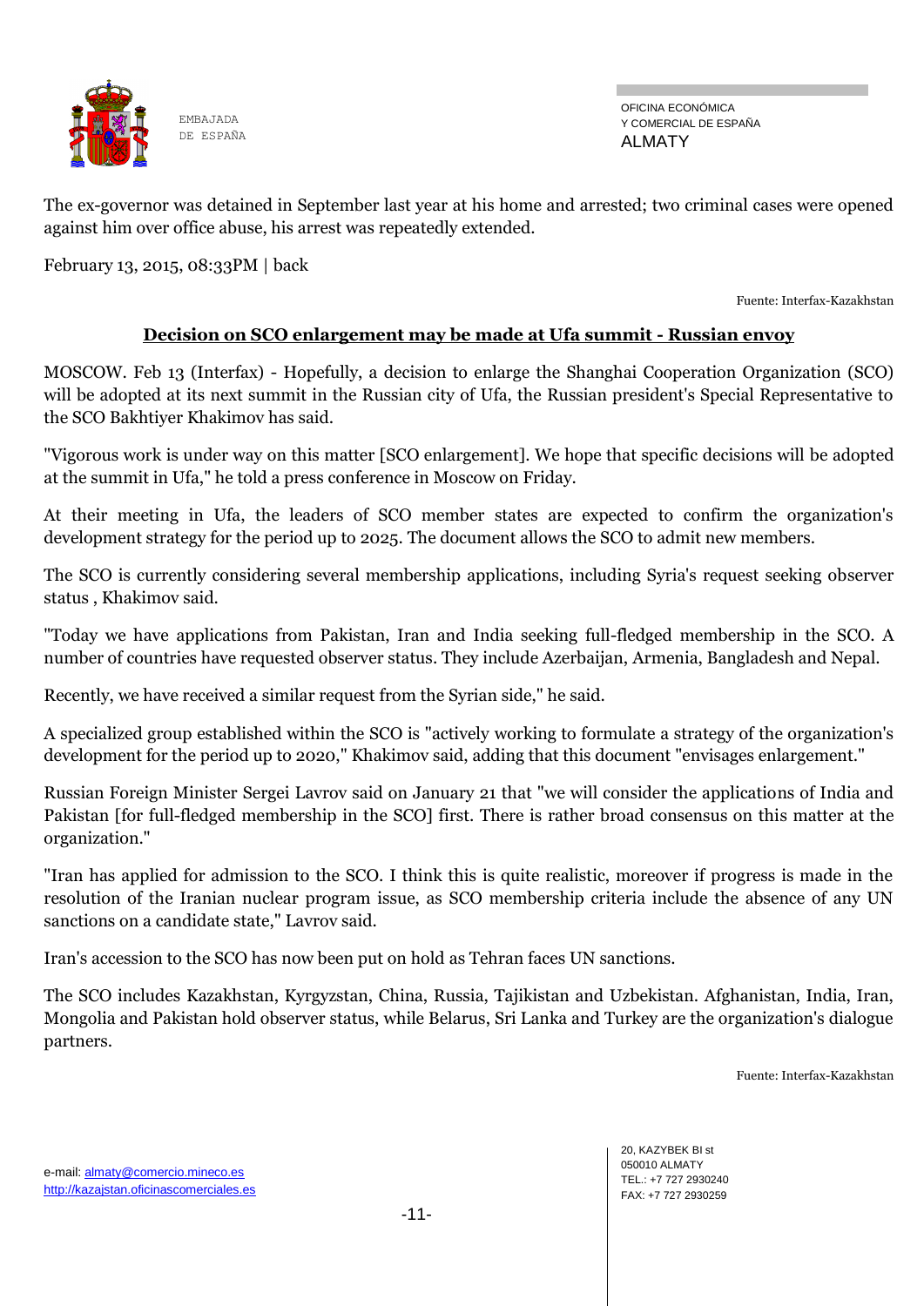The ex-governor was detained in September last year at his home and arrested; two criminal cases were opened against him over office abuse, his arrest was repeatedly extended.

February 13, 2015, 08:33PM | back

Fuente: Interfax-Kazakhstan

## Decision on SCO enlargement may be made at Ufa summit - Russian envoy

MOSCOW. Feb 13 (Interfax) - Hopefully, a decision to enlarge the Shanghai Cooperation Organization (SCO) will be adopted at its next summit in the Russian city of Ufa, the Russian president's Special Representative to the SCO Bakhtiyer Khakimov has said.

"Vigorous work is under way on this matter [SCO enlargement]. We hope that specific decisions will be adopted at the summit in Ufa," he told a press conference in Moscow on Friday.

At their meeting in Ufa, the leaders of SCO member states are expected to confirm the organization's development strategy for the period up to 2025. The document allows the SCO to admit new members.

The SCO is currently considering several membership applications, including Syria's request seeking observer status , Khakimov said.

"Today we have applications from Pakistan, Iran and India seeking full-fledged membership in the SCO. A number of countries have requested observer status. They include Azerbaijan, Armenia, Bangladesh and Nepal.

Recently, we have received a similar request from the Syrian side," he said.

A specialized group established within the SCO is "actively working to formulate a strategy of the organization's development for the period up to 2020," Khakimov said, adding that this document "envisages enlargement."

Russian Foreign Minister Sergei Lavrov said on January 21 that "we will consider the applications of India and Pakistan [for full-fledged membership in the SCO] first. There is rather broad consensus on this matter at the organization."

"Iran has applied for admission to the SCO. I think this is quite realistic, moreover if progress is made in the resolution of the Iranian nuclear program issue, as SCO membership criteria include the absence of any UN sanctions on a candidate state," Lavrov said.

Iran's accession to the SCO has now been put on hold as Tehran faces UN sanctions.

The SCO includes Kazakhstan, Kyrgyzstan, China, Russia, Tajikistan and Uzbekistan. Afghanistan, India, Iran, Mongolia and Pakistan hold observer status, while Belarus, Sri Lanka and Turkey are the organization's dialogue partners.

Fuente: Interfax-Kazakhstan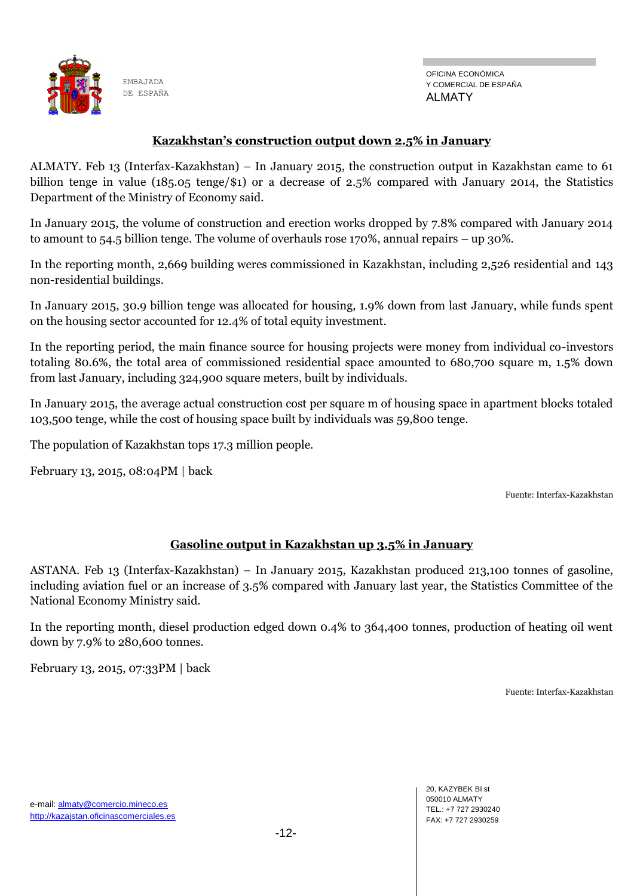## Kazakhstan's construction output down 2.5% in January

ALMATY. Feb 13 (Interfax-Kazakhstan) – In January 2015, the construction output in Kazakhstan came to 61 billion tenge in value (185.05 tenge/$1) or a decrease of 2.5% compared with January 2014, the Statistics Department of the Ministry of Economy said.

In January 2015, the volume of construction and erection works dropped by 7.8% compared with January 2014 to amount to 54.5 billion tenge. The volume of overhauls rose 170%, annual repairs – up 30%.

In the reporting month, 2,669 building weres commissioned in Kazakhstan, including 2,526 residential and 143 non-residential buildings.

In January 2015, 30.9 billion tenge was allocated for housing, 1.9% down from last January, while funds spent on the housing sector accounted for 12.4% of total equity investment.

In the reporting period, the main finance source for housing projects were money from individual co-investors totaling 80.6%, the total area of commissioned residential space amounted to 680,700 square m, 1.5% down from last January, including 324,900 square meters, built by individuals.

In January 2015, the average actual construction cost per square m of housing space in apartment blocks totaled 103,500 tenge, while the cost of housing space built by individuals was 59,800 tenge.

The population of Kazakhstan tops 17.3 million people.

February 13, 2015, 08:04PM | back

Fuente: Interfax-Kazakhstan

## Gasoline output in Kazakhstan up 3.5% in January

ASTANA. Feb 13 (Interfax-Kazakhstan) – In January 2015, Kazakhstan produced 213,100 tonnes of gasoline, including aviation fuel or an increase of 3.5% compared with January last year, the Statistics Committee of the National Economy Ministry said.

In the reporting month, diesel production edged down 0.4% to 364,400 tonnes, production of heating oil went down by 7.9% to 280,600 tonnes.

February 13, 2015, 07:33PM | back

Fuente: Interfax-Kazakhstan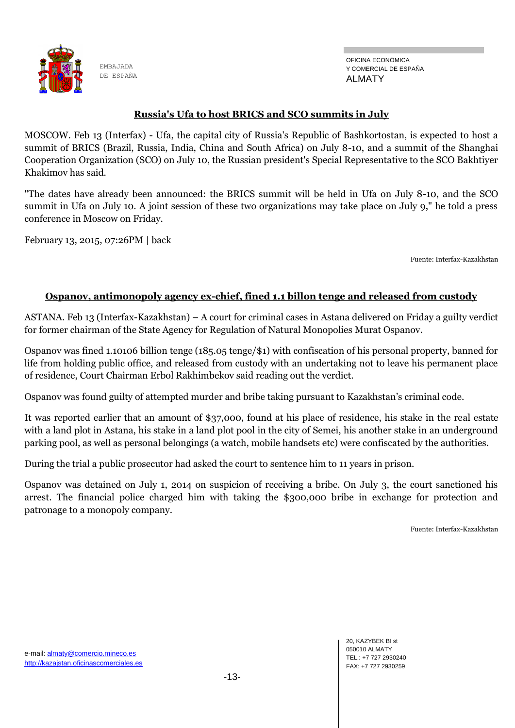## Russia's Ufa to host BRICS and SCO summits in July

MOSCOW. Feb 13 (Interfax) - Ufa, the capital city of Russia's Republic of Bashkortostan, is expected to host a summit of BRICS (Brazil, Russia, India, China and South Africa) on July 8-10, and a summit of the Shanghai Cooperation Organization (SCO) on July 10, the Russian president's Special Representative to the SCO Bakhtiyer Khakimov has said.

"The dates have already been announced: the BRICS summit will be held in Ufa on July 8-10, and the SCO summit in Ufa on July 10. A joint session of these two organizations may take place on July 9," he told a press conference in Moscow on Friday.

February 13, 2015, 07:26PM | back

Fuente: Interfax-Kazakhstan

## Ospanov, antimonopoly agency ex-chief, fined 1.1 billon tenge and released from custody

ASTANA. Feb 13 (Interfax-Kazakhstan) – A court for criminal cases in Astana delivered on Friday a guilty verdict for former chairman of the State Agency for Regulation of Natural Monopolies Murat Ospanov.

Ospanov was fined 1.10106 billion tenge (185.05 tenge/$1) with confiscation of his personal property, banned for life from holding public office, and released from custody with an undertaking not to leave his permanent place of residence, Court Chairman Erbol Rakhimbekov said reading out the verdict.

Ospanov was found guilty of attempted murder and bribe taking pursuant to Kazakhstan's criminal code.

It was reported earlier that an amount of $37,000, found at his place of residence, his stake in the real estate with a land plot in Astana, his stake in a land plot pool in the city of Semei, his another stake in an underground parking pool, as well as personal belongings (a watch, mobile handsets etc) were confiscated by the authorities.

During the trial a public prosecutor had asked the court to sentence him to 11 years in prison.

Ospanov was detained on July 1, 2014 on suspicion of receiving a bribe. On July 3, the court sanctioned his arrest. The financial police charged him with taking the $300,000 bribe in exchange for protection and patronage to a monopoly company.

Fuente: Interfax-Kazakhstan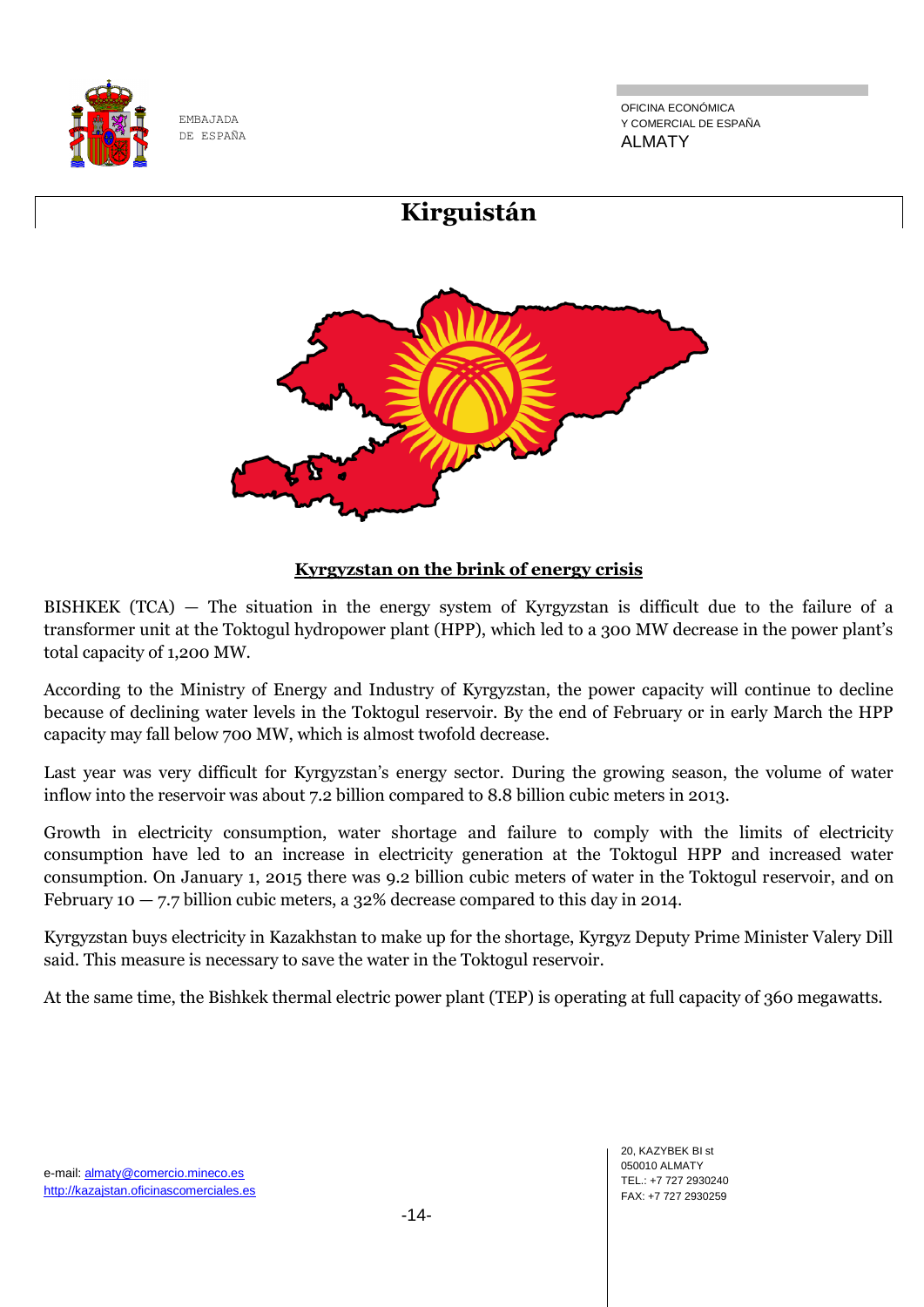# Kirguistán

**Kyrgyzstan on the brink of energy crisis**

BISHKEK (TCA) — The situation in the energy system of Kyrgyzstan is difficult due to the failure of a transformer unit at the Toktogul hydropower plant (HPP), which led to a 300 MW decrease in the power plant's total capacity of 1,200 MW.

According to the Ministry of Energy and Industry of Kyrgyzstan, the power capacity will continue to decline because of declining water levels in the Toktogul reservoir. By the end of February or in early March the HPP capacity may fall below 700 MW, which is almost twofold decrease.

Last year was very difficult for Kyrgyzstan's energy sector. During the growing season, the volume of water inflow into the reservoir was about 7.2 billion compared to 8.8 billion cubic meters in 2013.

Growth in electricity consumption, water shortage and failure to comply with the limits of electricity consumption have led to an increase in electricity generation at the Toktogul HPP and increased water consumption. On January 1, 2015 there was 9.2 billion cubic meters of water in the Toktogul reservoir, and on February 10 — 7.7 billion cubic meters, a 32% decrease compared to this day in 2014.

Kyrgyzstan buys electricity in Kazakhstan to make up for the shortage, Kyrgyz Deputy Prime Minister Valery Dill said. This measure is necessary to save the water in the Toktogul reservoir.

At the same time, the Bishkek thermal electric power plant (TEP) is operating at full capacity of 360 megawatts.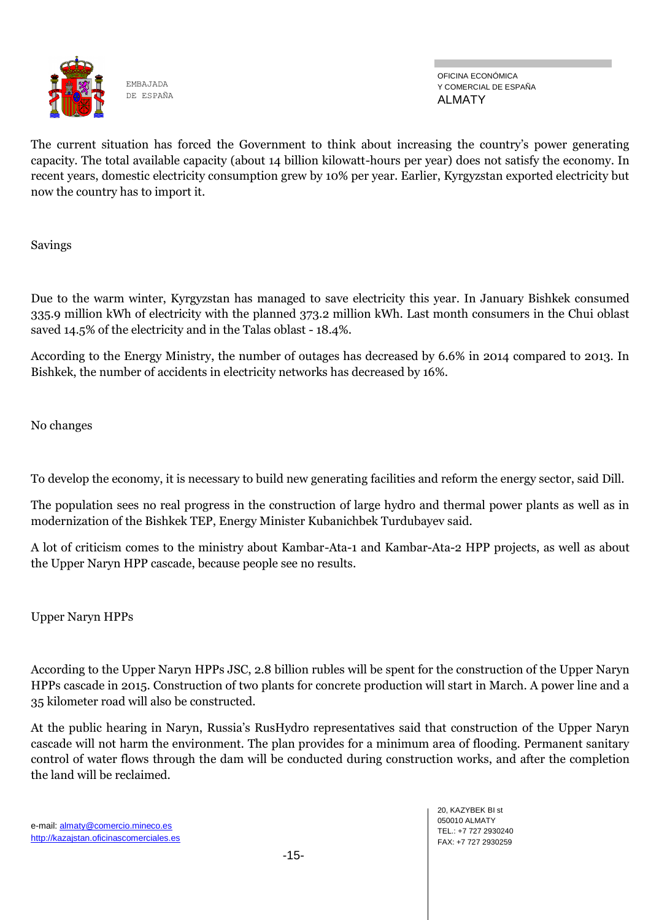The current situation has forced the Government to think about increasing the country's power generating capacity. The total available capacity (about 14 billion kilowatt-hours per year) does not satisfy the economy. In recent years, domestic electricity consumption grew by 10% per year. Earlier, Kyrgyzstan exported electricity but now the country has to import it.

## Savings

Due to the warm winter, Kyrgyzstan has managed to save electricity this year. In January Bishkek consumed 335.9 million kWh of electricity with the planned 373.2 million kWh. Last month consumers in the Chui oblast saved 14.5% of the electricity and in the Talas oblast - 18.4%.

According to the Energy Ministry, the number of outages has decreased by 6.6% in 2014 compared to 2013. In Bishkek, the number of accidents in electricity networks has decreased by 16%.

## No changes

To develop the economy, it is necessary to build new generating facilities and reform the energy sector, said Dill.

The population sees no real progress in the construction of large hydro and thermal power plants as well as in modernization of the Bishkek TEP, Energy Minister Kubanichbek Turdubayev said.

A lot of criticism comes to the ministry about Kambar-Ata-1 and Kambar-Ata-2 HPP projects, as well as about the Upper Naryn HPP cascade, because people see no results.

## Upper Naryn HPPs

According to the Upper Naryn HPPs JSC, 2.8 billion rubles will be spent for the construction of the Upper Naryn HPPs cascade in 2015. Construction of two plants for concrete production will start in March. A power line and a 35 kilometer road will also be constructed.

At the public hearing in Naryn, Russia's RusHydro representatives said that construction of the Upper Naryn cascade will not harm the environment. The plan provides for a minimum area of flooding. Permanent sanitary control of water flows through the dam will be conducted during construction works, and after the completion the land will be reclaimed.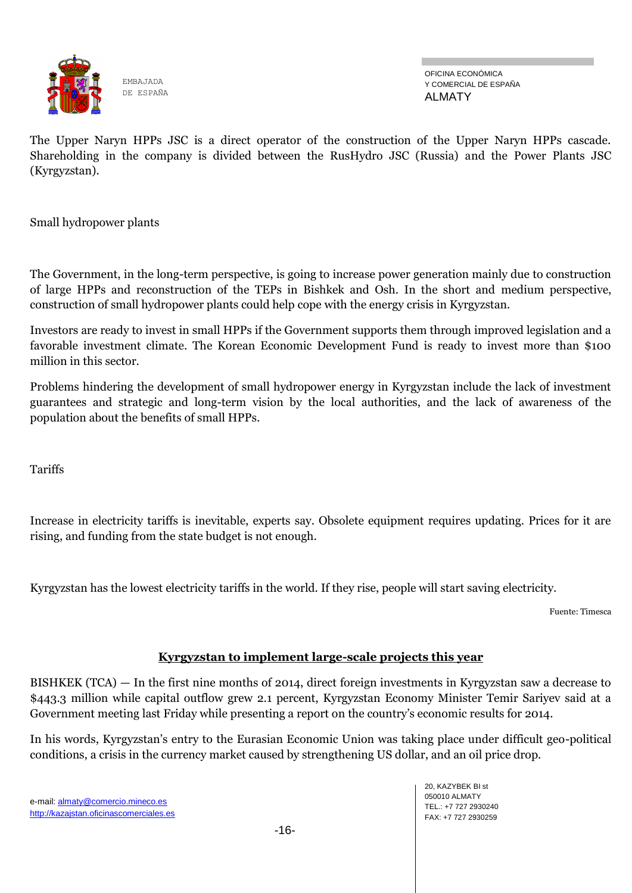The Upper Naryn HPPs JSC is a direct operator of the construction of the Upper Naryn HPPs cascade. Shareholding in the company is divided between the RusHydro JSC (Russia) and the Power Plants JSC (Kyrgyzstan).

Small hydropower plants

The Government, in the long-term perspective, is going to increase power generation mainly due to construction of large HPPs and reconstruction of the TEPs in Bishkek and Osh. In the short and medium perspective, construction of small hydropower plants could help cope with the energy crisis in Kyrgyzstan.

Investors are ready to invest in small HPPs if the Government supports them through improved legislation and a favorable investment climate. The Korean Economic Development Fund is ready to invest more than $100 million in this sector.

Problems hindering the development of small hydropower energy in Kyrgyzstan include the lack of investment guarantees and strategic and long-term vision by the local authorities, and the lack of awareness of the population about the benefits of small HPPs.

Tariffs

Increase in electricity tariffs is inevitable, experts say. Obsolete equipment requires updating. Prices for it are rising, and funding from the state budget is not enough.

Kyrgyzstan has the lowest electricity tariffs in the world. If they rise, people will start saving electricity.

Fuente: Timesca

## Kyrgyzstan to implement large-scale projects this year

BISHKEK (TCA) — In the first nine months of 2014, direct foreign investments in Kyrgyzstan saw a decrease to $443.3 million while capital outflow grew 2.1 percent, Kyrgyzstan Economy Minister Temir Sariyev said at a Government meeting last Friday while presenting a report on the country's economic results for 2014.

In his words, Kyrgyzstan's entry to the Eurasian Economic Union was taking place under difficult geo-political conditions, a crisis in the currency market caused by strengthening US dollar, and an oil price drop.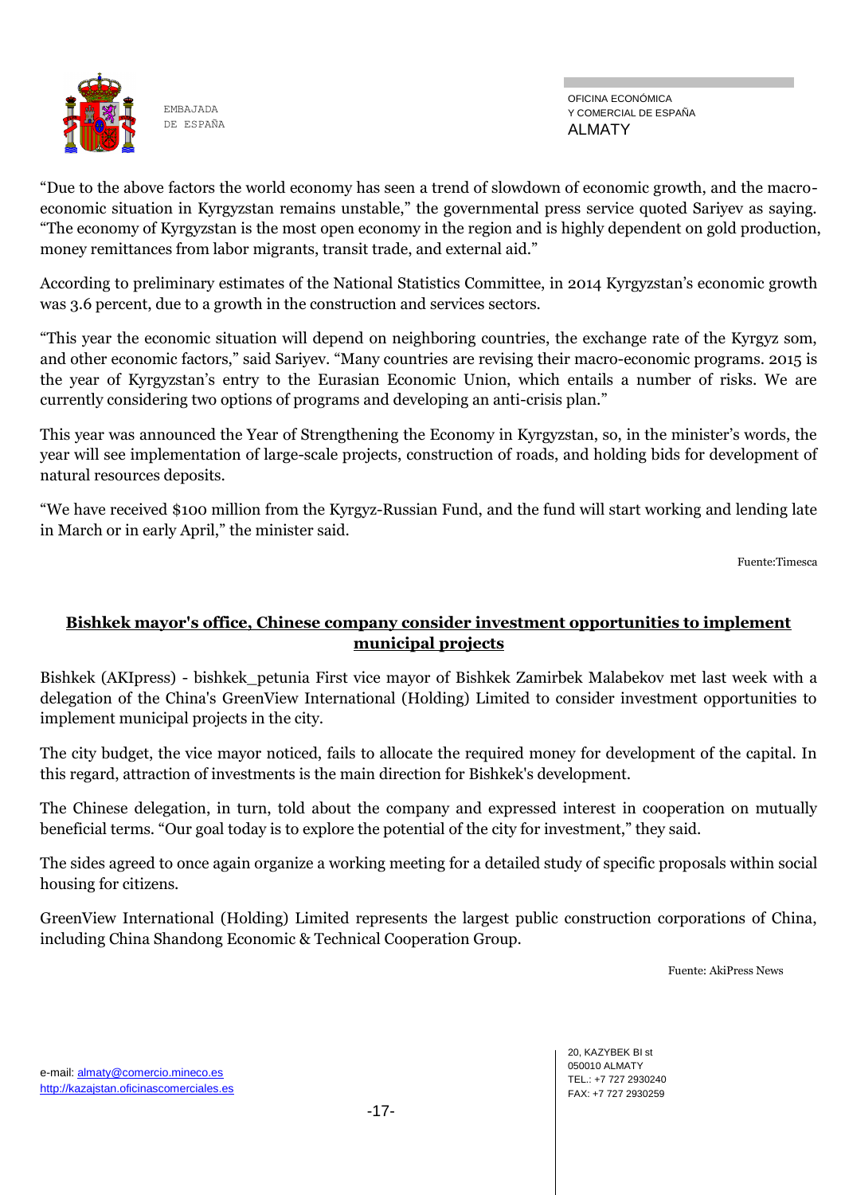"Due to the above factors the world economy has seen a trend of slowdown of economic growth, and the macro-economic situation in Kyrgyzstan remains unstable," the governmental press service quoted Sariyev as saying. "The economy of Kyrgyzstan is the most open economy in the region and is highly dependent on gold production, money remittances from labor migrants, transit trade, and external aid."

According to preliminary estimates of the National Statistics Committee, in 2014 Kyrgyzstan's economic growth was 3.6 percent, due to a growth in the construction and services sectors.

"This year the economic situation will depend on neighboring countries, the exchange rate of the Kyrgyz som, and other economic factors," said Sariyev. "Many countries are revising their macro-economic programs. 2015 is the year of Kyrgyzstan's entry to the Eurasian Economic Union, which entails a number of risks. We are currently considering two options of programs and developing an anti-crisis plan."

This year was announced the Year of Strengthening the Economy in Kyrgyzstan, so, in the minister's words, the year will see implementation of large-scale projects, construction of roads, and holding bids for development of natural resources deposits.

"We have received $100 million from the Kyrgyz-Russian Fund, and the fund will start working and lending late in March or in early April," the minister said.

Fuente:Timesca

## **Bishkek mayor's office, Chinese company consider investment opportunities to implement municipal projects**

Bishkek (AKIpress) - bishkek_petunia First vice mayor of Bishkek Zamirbek Malabekov met last week with a delegation of the China's GreenView International (Holding) Limited to consider investment opportunities to implement municipal projects in the city.

The city budget, the vice mayor noticed, fails to allocate the required money for development of the capital. In this regard, attraction of investments is the main direction for Bishkek's development.

The Chinese delegation, in turn, told about the company and expressed interest in cooperation on mutually beneficial terms. "Our goal today is to explore the potential of the city for investment," they said.

The sides agreed to once again organize a working meeting for a detailed study of specific proposals within social housing for citizens.

GreenView International (Holding) Limited represents the largest public construction corporations of China, including China Shandong Economic & Technical Cooperation Group.

Fuente: AkiPress News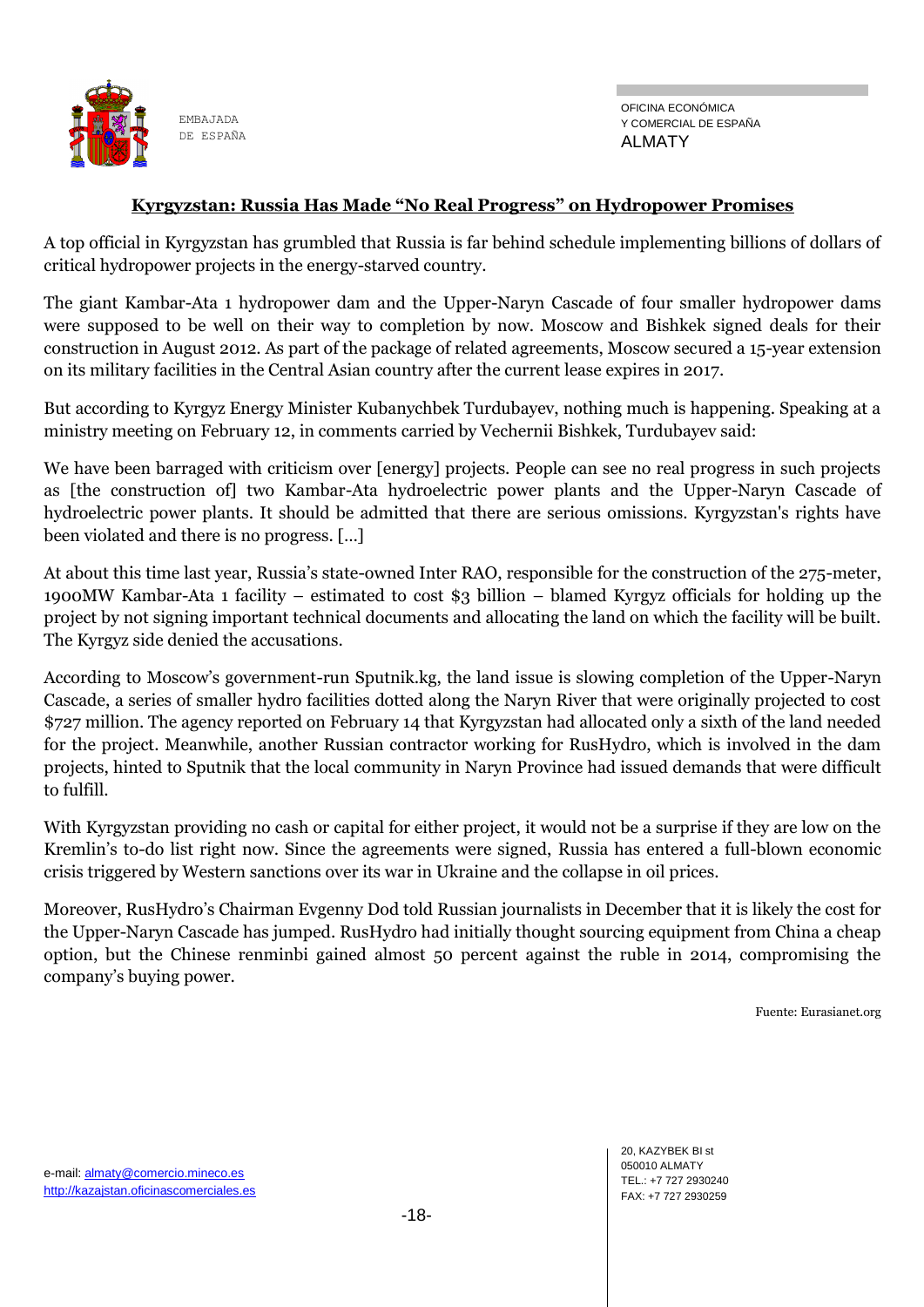## Kyrgyzstan: Russia Has Made "No Real Progress" on Hydropower Promises

A top official in Kyrgyzstan has grumbled that Russia is far behind schedule implementing billions of dollars of critical hydropower projects in the energy-starved country.

The giant Kambar-Ata 1 hydropower dam and the Upper-Naryn Cascade of four smaller hydropower dams were supposed to be well on their way to completion by now. Moscow and Bishkek signed deals for their construction in August 2012. As part of the package of related agreements, Moscow secured a 15-year extension on its military facilities in the Central Asian country after the current lease expires in 2017.

But according to Kyrgyz Energy Minister Kubanychbek Turdubayev, nothing much is happening. Speaking at a ministry meeting on February 12, in comments carried by Vechernii Bishkek, Turdubayev said:

We have been barraged with criticism over [energy] projects. People can see no real progress in such projects as [the construction of] two Kambar-Ata hydroelectric power plants and the Upper-Naryn Cascade of hydroelectric power plants. It should be admitted that there are serious omissions. Kyrgyzstan's rights have been violated and there is no progress. [...]

At about this time last year, Russia's state-owned Inter RAO, responsible for the construction of the 275-meter, 1900MW Kambar-Ata 1 facility – estimated to cost $3 billion – blamed Kyrgyz officials for holding up the project by not signing important technical documents and allocating the land on which the facility will be built. The Kyrgyz side denied the accusations.

According to Moscow's government-run Sputnik.kg, the land issue is slowing completion of the Upper-Naryn Cascade, a series of smaller hydro facilities dotted along the Naryn River that were originally projected to cost $727 million. The agency reported on February 14 that Kyrgyzstan had allocated only a sixth of the land needed for the project. Meanwhile, another Russian contractor working for RusHydro, which is involved in the dam projects, hinted to Sputnik that the local community in Naryn Province had issued demands that were difficult to fulfill.

With Kyrgyzstan providing no cash or capital for either project, it would not be a surprise if they are low on the Kremlin's to-do list right now. Since the agreements were signed, Russia has entered a full-blown economic crisis triggered by Western sanctions over its war in Ukraine and the collapse in oil prices.

Moreover, RusHydro's Chairman Evgenny Dod told Russian journalists in December that it is likely the cost for the Upper-Naryn Cascade has jumped. RusHydro had initially thought sourcing equipment from China a cheap option, but the Chinese renminbi gained almost 50 percent against the ruble in 2014, compromising the company's buying power.

Fuente: Eurasianet.org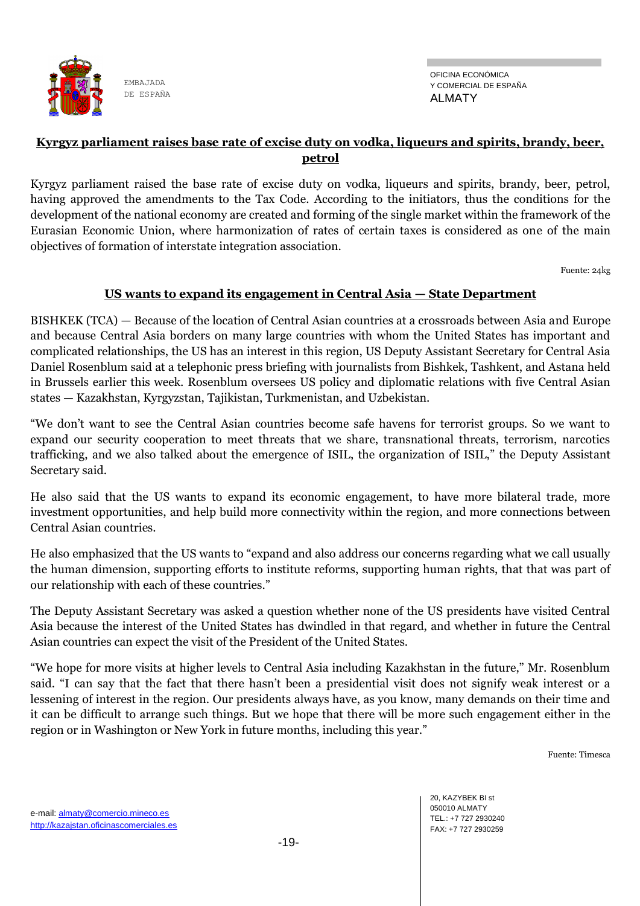## Kyrgyz parliament raises base rate of excise duty on vodka, liqueurs and spirits, brandy, beer, petrol

Kyrgyz parliament raised the base rate of excise duty on vodka, liqueurs and spirits, brandy, beer, petrol, having approved the amendments to the Tax Code. According to the initiators, thus the conditions for the development of the national economy are created and forming of the single market within the framework of the Eurasian Economic Union, where harmonization of rates of certain taxes is considered as one of the main objectives of formation of interstate integration association.

Fuente: 24kg

## US wants to expand its engagement in Central Asia — State Department

BISHKEK (TCA) — Because of the location of Central Asian countries at a crossroads between Asia and Europe and because Central Asia borders on many large countries with whom the United States has important and complicated relationships, the US has an interest in this region, US Deputy Assistant Secretary for Central Asia Daniel Rosenblum said at a telephonic press briefing with journalists from Bishkek, Tashkent, and Astana held in Brussels earlier this week. Rosenblum oversees US policy and diplomatic relations with five Central Asian states — Kazakhstan, Kyrgyzstan, Tajikistan, Turkmenistan, and Uzbekistan.

"We don't want to see the Central Asian countries become safe havens for terrorist groups. So we want to expand our security cooperation to meet threats that we share, transnational threats, terrorism, narcotics trafficking, and we also talked about the emergence of ISIL, the organization of ISIL," the Deputy Assistant Secretary said.

He also said that the US wants to expand its economic engagement, to have more bilateral trade, more investment opportunities, and help build more connectivity within the region, and more connections between Central Asian countries.

He also emphasized that the US wants to "expand and also address our concerns regarding what we call usually the human dimension, supporting efforts to institute reforms, supporting human rights, that that was part of our relationship with each of these countries."

The Deputy Assistant Secretary was asked a question whether none of the US presidents have visited Central Asia because the interest of the United States has dwindled in that regard, and whether in future the Central Asian countries can expect the visit of the President of the United States.

"We hope for more visits at higher levels to Central Asia including Kazakhstan in the future," Mr. Rosenblum said. "I can say that the fact that there hasn't been a presidential visit does not signify weak interest or a lessening of interest in the region. Our presidents always have, as you know, many demands on their time and it can be difficult to arrange such things. But we hope that there will be more such engagement either in the region or in Washington or New York in future months, including this year."

Fuente: Timesca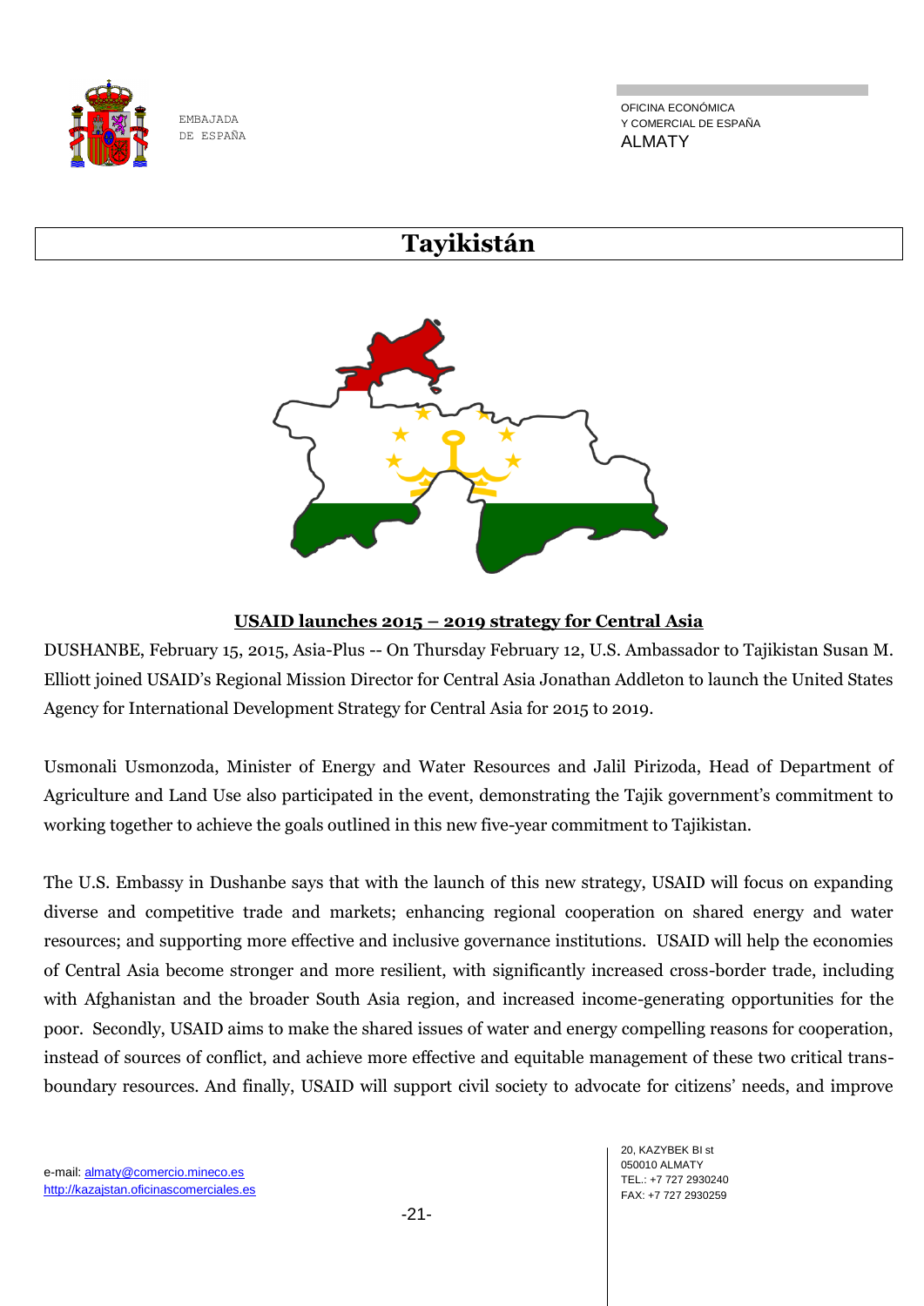# Tayikistán

## USAID launches 2015 – 2019 strategy for Central Asia

DUSHANBE, February 15, 2015, Asia-Plus -- On Thursday February 12, U.S. Ambassador to Tajikistan Susan M. Elliott joined USAID's Regional Mission Director for Central Asia Jonathan Addleton to launch the United States Agency for International Development Strategy for Central Asia for 2015 to 2019.

Usmonali Usmonzoda, Minister of Energy and Water Resources and Jalil Pirizoda, Head of Department of Agriculture and Land Use also participated in the event, demonstrating the Tajik government's commitment to working together to achieve the goals outlined in this new five-year commitment to Tajikistan.

The U.S. Embassy in Dushanbe says that with the launch of this new strategy, USAID will focus on expanding diverse and competitive trade and markets; enhancing regional cooperation on shared energy and water resources; and supporting more effective and inclusive governance institutions. USAID will help the economies of Central Asia become stronger and more resilient, with significantly increased cross-border trade, including with Afghanistan and the broader South Asia region, and increased income-generating opportunities for the poor. Secondly, USAID aims to make the shared issues of water and energy compelling reasons for cooperation, instead of sources of conflict, and achieve more effective and equitable management of these two critical trans-boundary resources. And finally, USAID will support civil society to advocate for citizens' needs, and improve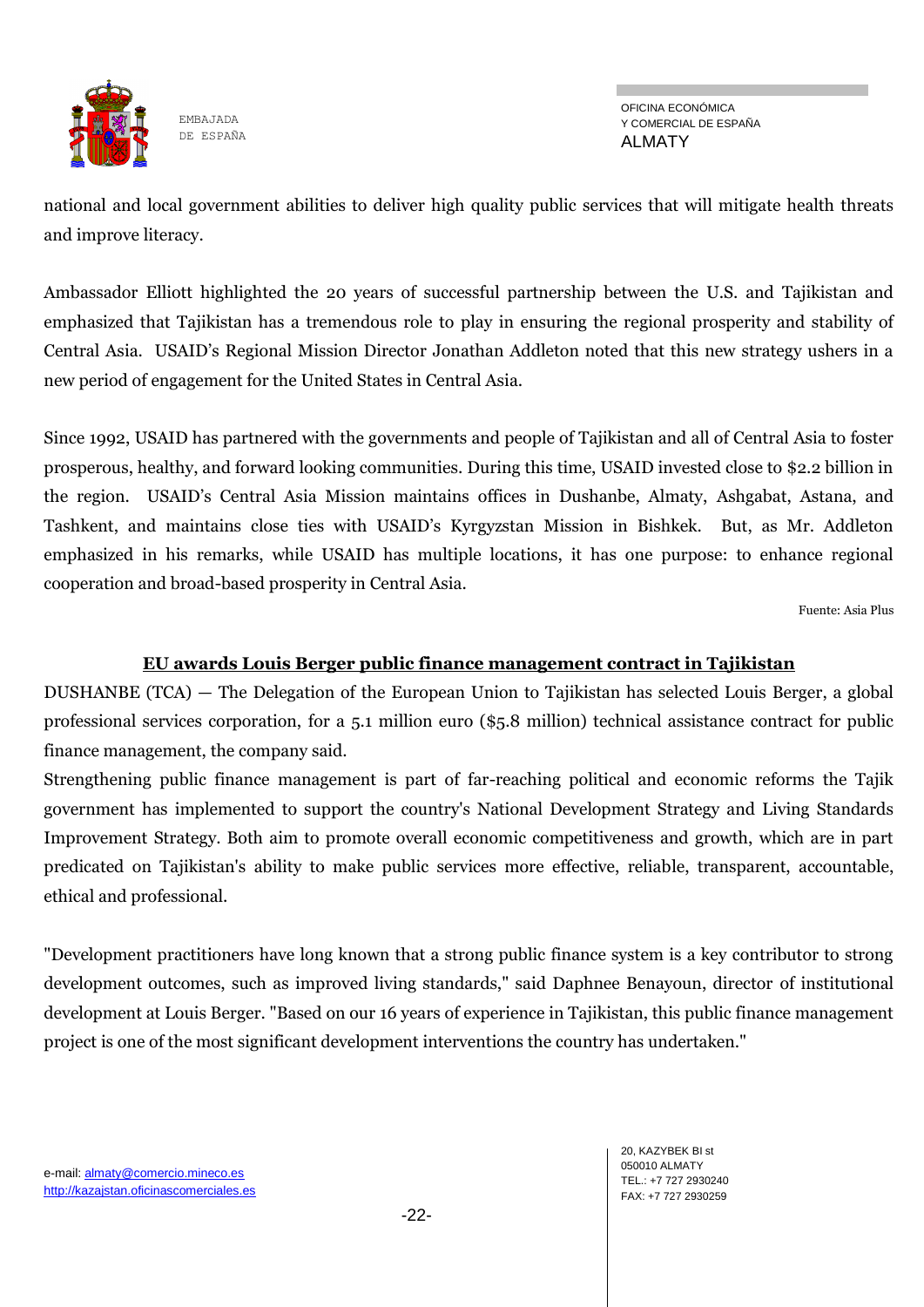national and local government abilities to deliver high quality public services that will mitigate health threats and improve literacy.

Ambassador Elliott highlighted the 20 years of successful partnership between the U.S. and Tajikistan and emphasized that Tajikistan has a tremendous role to play in ensuring the regional prosperity and stability of Central Asia. USAID's Regional Mission Director Jonathan Addleton noted that this new strategy ushers in a new period of engagement for the United States in Central Asia.

Since 1992, USAID has partnered with the governments and people of Tajikistan and all of Central Asia to foster prosperous, healthy, and forward looking communities. During this time, USAID invested close to $2.2 billion in the region. USAID's Central Asia Mission maintains offices in Dushanbe, Almaty, Ashgabat, Astana, and Tashkent, and maintains close ties with USAID's Kyrgyzstan Mission in Bishkek. But, as Mr. Addleton emphasized in his remarks, while USAID has multiple locations, it has one purpose: to enhance regional cooperation and broad-based prosperity in Central Asia.

Fuente: Asia Plus

## EU awards Louis Berger public finance management contract in Tajikistan

DUSHANBE (TCA) — The Delegation of the European Union to Tajikistan has selected Louis Berger, a global professional services corporation, for a 5.1 million euro ($5.8 million) technical assistance contract for public finance management, the company said.

Strengthening public finance management is part of far-reaching political and economic reforms the Tajik government has implemented to support the country's National Development Strategy and Living Standards Improvement Strategy. Both aim to promote overall economic competitiveness and growth, which are in part predicated on Tajikistan's ability to make public services more effective, reliable, transparent, accountable, ethical and professional.

"Development practitioners have long known that a strong public finance system is a key contributor to strong development outcomes, such as improved living standards," said Daphnee Benayoun, director of institutional development at Louis Berger. "Based on our 16 years of experience in Tajikistan, this public finance management project is one of the most significant development interventions the country has undertaken."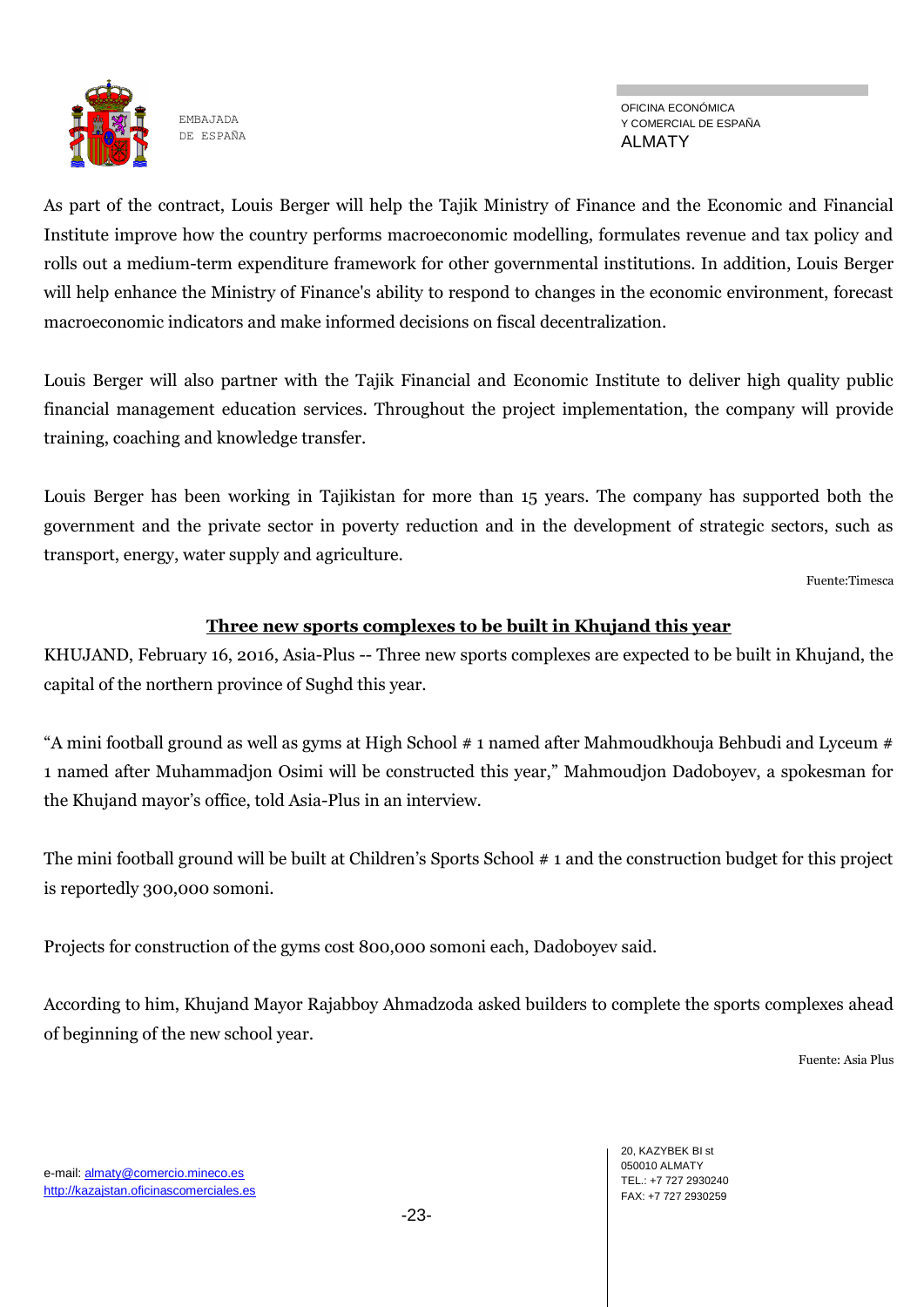As part of the contract, Louis Berger will help the Tajik Ministry of Finance and the Economic and Financial Institute improve how the country performs macroeconomic modelling, formulates revenue and tax policy and rolls out a medium-term expenditure framework for other governmental institutions. In addition, Louis Berger will help enhance the Ministry of Finance's ability to respond to changes in the economic environment, forecast macroeconomic indicators and make informed decisions on fiscal decentralization.

Louis Berger will also partner with the Tajik Financial and Economic Institute to deliver high quality public financial management education services. Throughout the project implementation, the company will provide training, coaching and knowledge transfer.

Louis Berger has been working in Tajikistan for more than 15 years. The company has supported both the government and the private sector in poverty reduction and in the development of strategic sectors, such as transport, energy, water supply and agriculture.

Fuente:Timesca

## Three new sports complexes to be built in Khujand this year

KHUJAND, February 16, 2016, Asia-Plus -- Three new sports complexes are expected to be built in Khujand, the capital of the northern province of Sughd this year.

“A mini football ground as well as gyms at High School # 1 named after Mahmoudkhouja Behbudi and Lyceum # 1 named after Muhammadjon Osimi will be constructed this year,” Mahmoudjon Dadoboyev, a spokesman for the Khujand mayor’s office, told Asia-Plus in an interview.

The mini football ground will be built at Children’s Sports School # 1 and the construction budget for this project is reportedly 300,000 somoni.

Projects for construction of the gyms cost 800,000 somoni each, Dadoboyev said.

According to him, Khujand Mayor Rajabboy Ahmadzoda asked builders to complete the sports complexes ahead of beginning of the new school year.

Fuente: Asia Plus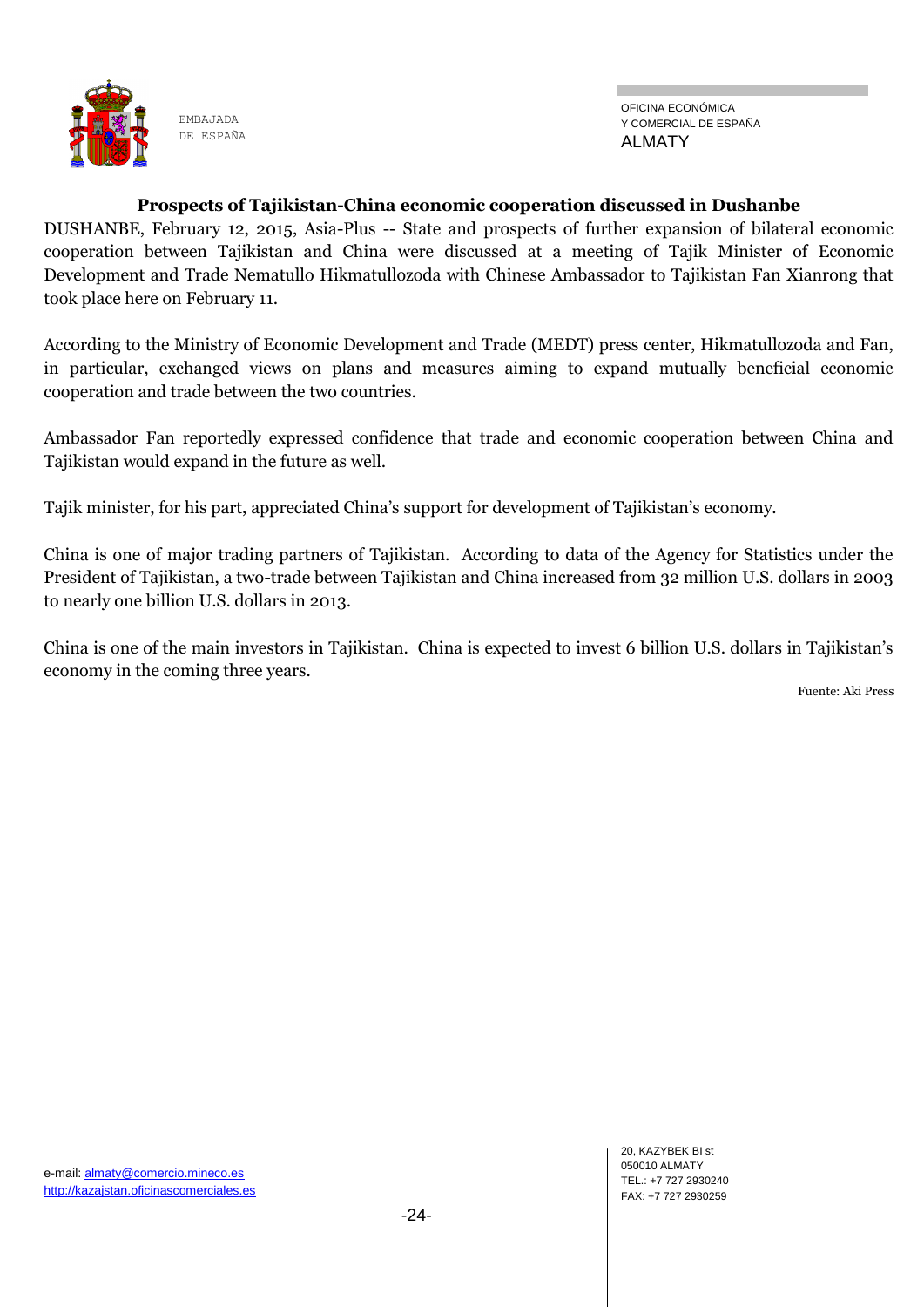## Prospects of Tajikistan-China economic cooperation discussed in Dushanbe

DUSHANBE, February 12, 2015, Asia-Plus -- State and prospects of further expansion of bilateral economic cooperation between Tajikistan and China were discussed at a meeting of Tajik Minister of Economic Development and Trade Nematullo Hikmatullozoda with Chinese Ambassador to Tajikistan Fan Xianrong that took place here on February 11.

According to the Ministry of Economic Development and Trade (MEDT) press center, Hikmatullozoda and Fan, in particular, exchanged views on plans and measures aiming to expand mutually beneficial economic cooperation and trade between the two countries.

Ambassador Fan reportedly expressed confidence that trade and economic cooperation between China and Tajikistan would expand in the future as well.

Tajik minister, for his part, appreciated China's support for development of Tajikistan's economy.

China is one of major trading partners of Tajikistan. According to data of the Agency for Statistics under the President of Tajikistan, a two-trade between Tajikistan and China increased from 32 million U.S. dollars in 2003 to nearly one billion U.S. dollars in 2013.

China is one of the main investors in Tajikistan. China is expected to invest 6 billion U.S. dollars in Tajikistan's economy in the coming three years.

Fuente: Aki Press